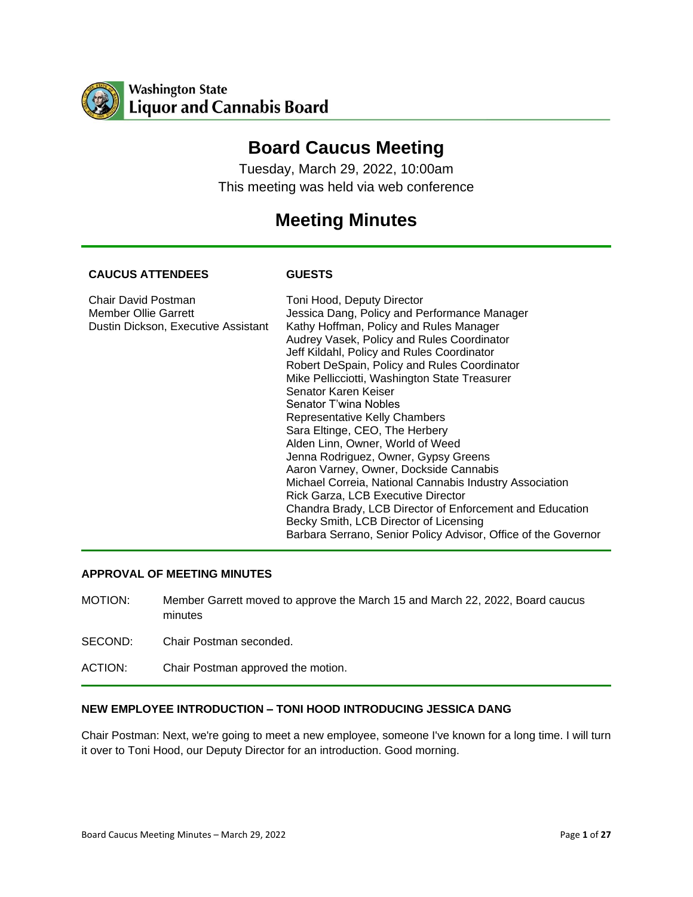Washington State
Liquor and Cannabis Board

# Board Caucus Meeting

Tuesday, March 29, 2022, 10:00am
This meeting was held via web conference

# Meeting Minutes

| CAUCUS ATTENDEES | GUESTS |
|---|---|
| Chair David Postman<br>Member Ollie Garrett<br>Dustin Dickson, Executive Assistant | Toni Hood, Deputy Director<br>Jessica Dang, Policy and Performance Manager<br>Kathy Hoffman, Policy and Rules Manager<br>Audrey Vasek, Policy and Rules Coordinator<br>Jeff Kildahl, Policy and Rules Coordinator<br>Robert DeSpain, Policy and Rules Coordinator<br>Mike Pellicciotti, Washington State Treasurer<br>Senator Karen Keiser<br>Senator T'wina Nobles<br>Representative Kelly Chambers<br>Sara Eltinge, CEO, The Herbery<br>Alden Linn, Owner, World of Weed<br>Jenna Rodriguez, Owner, Gypsy Greens<br>Aaron Varney, Owner, Dockside Cannabis<br>Michael Correia, National Cannabis Industry Association<br>Rick Garza, LCB Executive Director<br>Chandra Brady, LCB Director of Enforcement and Education<br>Becky Smith, LCB Director of Licensing<br>Barbara Serrano, Senior Policy Advisor, Office of the Governor |

### APPROVAL OF MEETING MINUTES

MOTION: Member Garrett moved to approve the March 15 and March 22, 2022, Board caucus minutes

SECOND: Chair Postman seconded.

ACTION: Chair Postman approved the motion.

### NEW EMPLOYEE INTRODUCTION – TONI HOOD INTRODUCING JESSICA DANG

Chair Postman: Next, we're going to meet a new employee, someone I've known for a long time. I will turn it over to Toni Hood, our Deputy Director for an introduction. Good morning.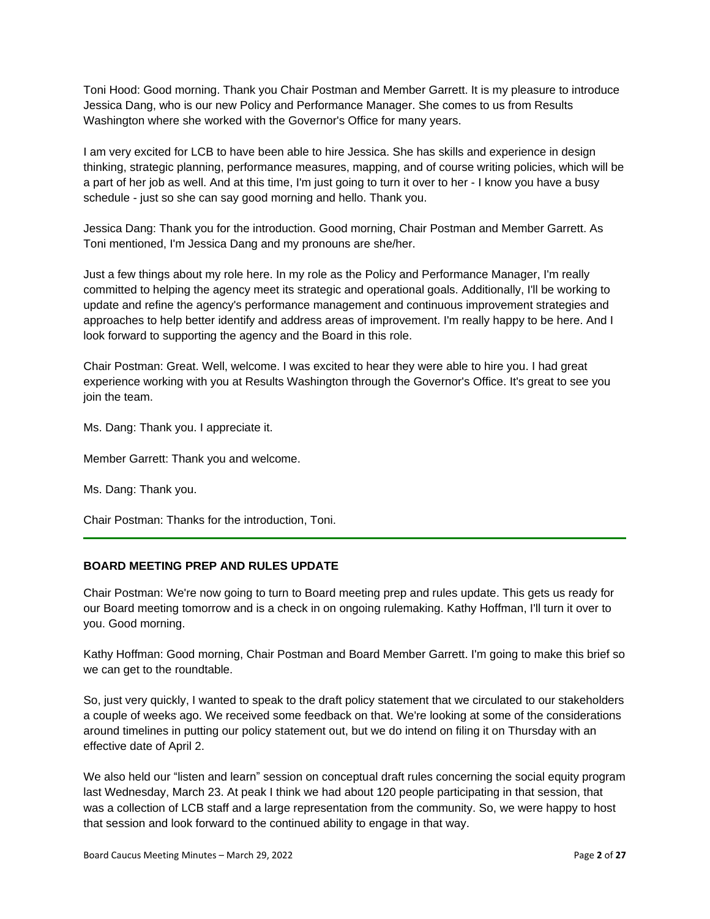Toni Hood: Good morning. Thank you Chair Postman and Member Garrett. It is my pleasure to introduce Jessica Dang, who is our new Policy and Performance Manager. She comes to us from Results Washington where she worked with the Governor's Office for many years.

I am very excited for LCB to have been able to hire Jessica. She has skills and experience in design thinking, strategic planning, performance measures, mapping, and of course writing policies, which will be a part of her job as well. And at this time, I'm just going to turn it over to her - I know you have a busy schedule - just so she can say good morning and hello. Thank you.

Jessica Dang: Thank you for the introduction. Good morning, Chair Postman and Member Garrett. As Toni mentioned, I'm Jessica Dang and my pronouns are she/her.

Just a few things about my role here. In my role as the Policy and Performance Manager, I'm really committed to helping the agency meet its strategic and operational goals. Additionally, I'll be working to update and refine the agency's performance management and continuous improvement strategies and approaches to help better identify and address areas of improvement. I'm really happy to be here. And I look forward to supporting the agency and the Board in this role.

Chair Postman: Great. Well, welcome. I was excited to hear they were able to hire you. I had great experience working with you at Results Washington through the Governor's Office. It's great to see you join the team.

Ms. Dang: Thank you. I appreciate it.

Member Garrett: Thank you and welcome.

Ms. Dang: Thank you.

Chair Postman: Thanks for the introduction, Toni.

---

### BOARD MEETING PREP AND RULES UPDATE

Chair Postman: We're now going to turn to Board meeting prep and rules update. This gets us ready for our Board meeting tomorrow and is a check in on ongoing rulemaking. Kathy Hoffman, I'll turn it over to you. Good morning.

Kathy Hoffman: Good morning, Chair Postman and Board Member Garrett. I'm going to make this brief so we can get to the roundtable.

So, just very quickly, I wanted to speak to the draft policy statement that we circulated to our stakeholders a couple of weeks ago. We received some feedback on that. We're looking at some of the considerations around timelines in putting our policy statement out, but we do intend on filing it on Thursday with an effective date of April 2.

We also held our "listen and learn" session on conceptual draft rules concerning the social equity program last Wednesday, March 23. At peak I think we had about 120 people participating in that session, that was a collection of LCB staff and a large representation from the community. So, we were happy to host that session and look forward to the continued ability to engage in that way.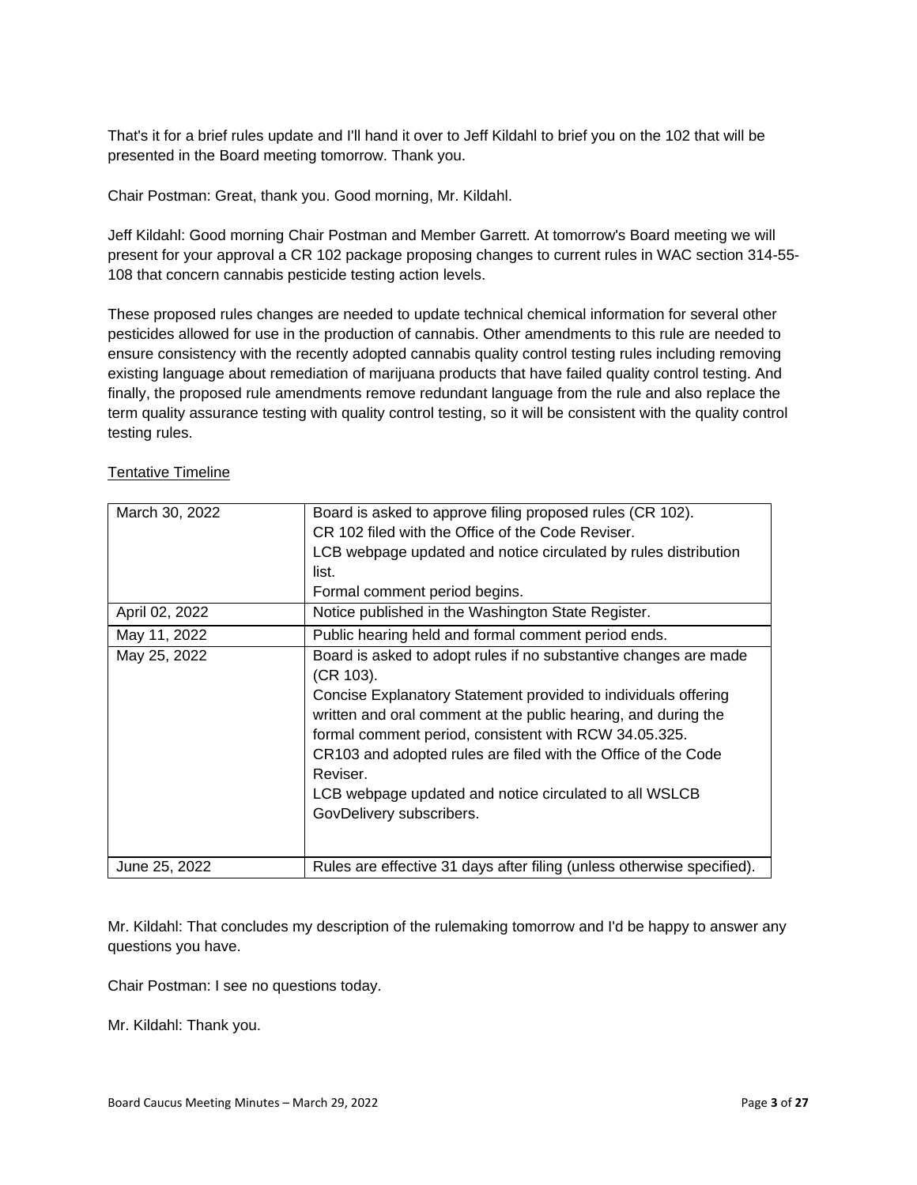That's it for a brief rules update and I'll hand it over to Jeff Kildahl to brief you on the 102 that will be presented in the Board meeting tomorrow. Thank you.

Chair Postman: Great, thank you. Good morning, Mr. Kildahl.

Jeff Kildahl: Good morning Chair Postman and Member Garrett. At tomorrow's Board meeting we will present for your approval a CR 102 package proposing changes to current rules in WAC section 314-55-108 that concern cannabis pesticide testing action levels.

These proposed rules changes are needed to update technical chemical information for several other pesticides allowed for use in the production of cannabis. Other amendments to this rule are needed to ensure consistency with the recently adopted cannabis quality control testing rules including removing existing language about remediation of marijuana products that have failed quality control testing. And finally, the proposed rule amendments remove redundant language from the rule and also replace the term quality assurance testing with quality control testing, so it will be consistent with the quality control testing rules.

Tentative Timeline

| | |
|---|---|
| March 30, 2022 | Board is asked to approve filing proposed rules (CR 102).<br>CR 102 filed with the Office of the Code Reviser.<br>LCB webpage updated and notice circulated by rules distribution list.<br>Formal comment period begins. |
| April 02, 2022 | Notice published in the Washington State Register. |
| May 11, 2022 | Public hearing held and formal comment period ends. |
| May 25, 2022 | Board is asked to adopt rules if no substantive changes are made (CR 103).<br>Concise Explanatory Statement provided to individuals offering written and oral comment at the public hearing, and during the formal comment period, consistent with RCW 34.05.325.<br>CR103 and adopted rules are filed with the Office of the Code Reviser.<br>LCB webpage updated and notice circulated to all WSLCB GovDelivery subscribers. |
| June 25, 2022 | Rules are effective 31 days after filing (unless otherwise specified). |

Mr. Kildahl: That concludes my description of the rulemaking tomorrow and I'd be happy to answer any questions you have.

Chair Postman: I see no questions today.

Mr. Kildahl: Thank you.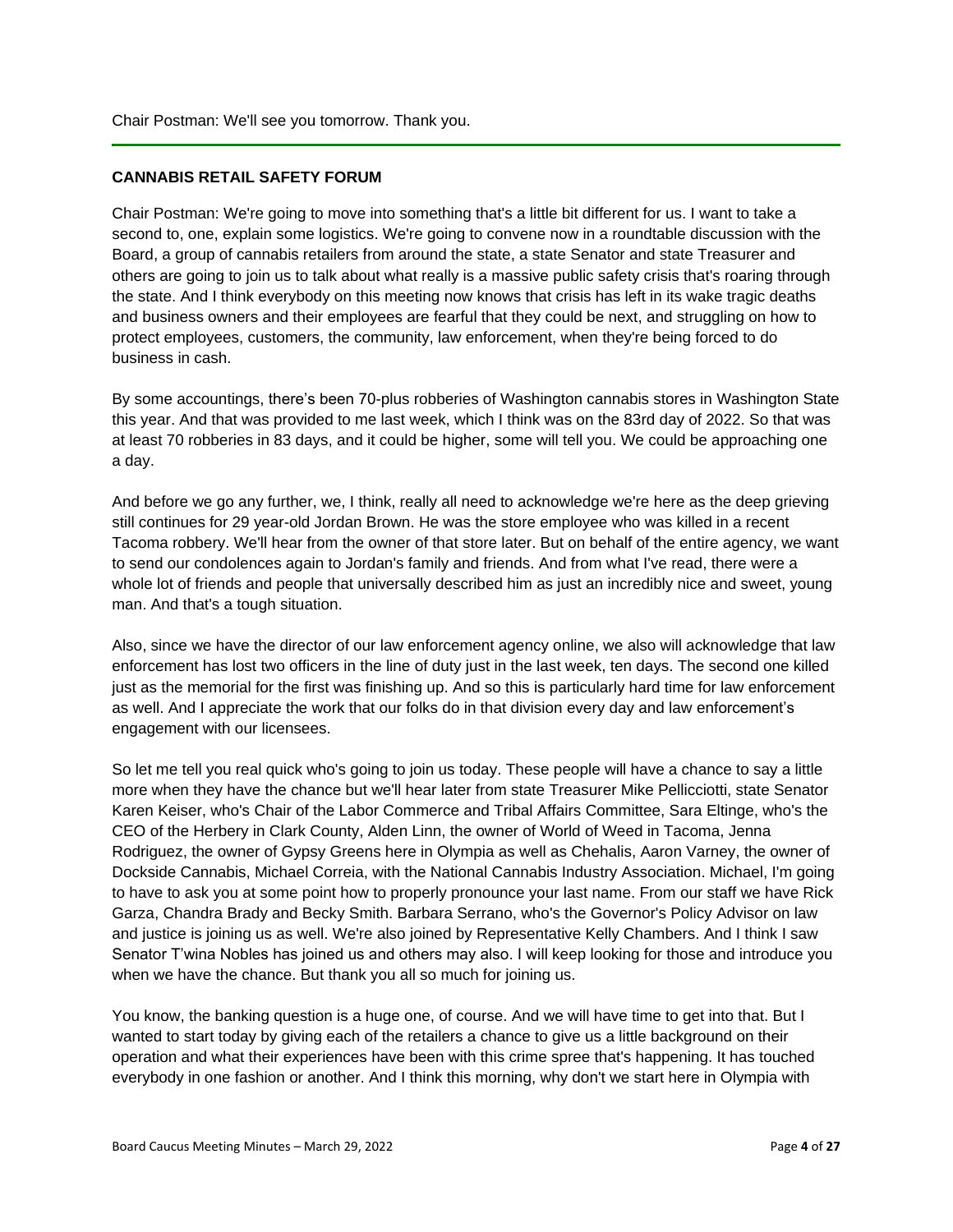Chair Postman: We'll see you tomorrow. Thank you.

---

**CANNABIS RETAIL SAFETY FORUM**

Chair Postman: We're going to move into something that's a little bit different for us. I want to take a second to, one, explain some logistics. We're going to convene now in a roundtable discussion with the Board, a group of cannabis retailers from around the state, a state Senator and state Treasurer and others are going to join us to talk about what really is a massive public safety crisis that's roaring through the state. And I think everybody on this meeting now knows that crisis has left in its wake tragic deaths and business owners and their employees are fearful that they could be next, and struggling on how to protect employees, customers, the community, law enforcement, when they're being forced to do business in cash.

By some accountings, there's been 70-plus robberies of Washington cannabis stores in Washington State this year. And that was provided to me last week, which I think was on the 83rd day of 2022. So that was at least 70 robberies in 83 days, and it could be higher, some will tell you. We could be approaching one a day.

And before we go any further, we, I think, really all need to acknowledge we're here as the deep grieving still continues for 29 year-old Jordan Brown. He was the store employee who was killed in a recent Tacoma robbery. We'll hear from the owner of that store later. But on behalf of the entire agency, we want to send our condolences again to Jordan's family and friends. And from what I've read, there were a whole lot of friends and people that universally described him as just an incredibly nice and sweet, young man. And that's a tough situation.

Also, since we have the director of our law enforcement agency online, we also will acknowledge that law enforcement has lost two officers in the line of duty just in the last week, ten days. The second one killed just as the memorial for the first was finishing up. And so this is particularly hard time for law enforcement as well. And I appreciate the work that our folks do in that division every day and law enforcement's engagement with our licensees.

So let me tell you real quick who's going to join us today. These people will have a chance to say a little more when they have the chance but we'll hear later from state Treasurer Mike Pellicciotti, state Senator Karen Keiser, who's Chair of the Labor Commerce and Tribal Affairs Committee, Sara Eltinge, who's the CEO of the Herbery in Clark County, Alden Linn, the owner of World of Weed in Tacoma, Jenna Rodriguez, the owner of Gypsy Greens here in Olympia as well as Chehalis, Aaron Varney, the owner of Dockside Cannabis, Michael Correia, with the National Cannabis Industry Association. Michael, I'm going to have to ask you at some point how to properly pronounce your last name. From our staff we have Rick Garza, Chandra Brady and Becky Smith. Barbara Serrano, who's the Governor's Policy Advisor on law and justice is joining us as well. We're also joined by Representative Kelly Chambers. And I think I saw Senator T'wina Nobles has joined us and others may also. I will keep looking for those and introduce you when we have the chance. But thank you all so much for joining us.

You know, the banking question is a huge one, of course. And we will have time to get into that. But I wanted to start today by giving each of the retailers a chance to give us a little background on their operation and what their experiences have been with this crime spree that's happening. It has touched everybody in one fashion or another. And I think this morning, why don't we start here in Olympia with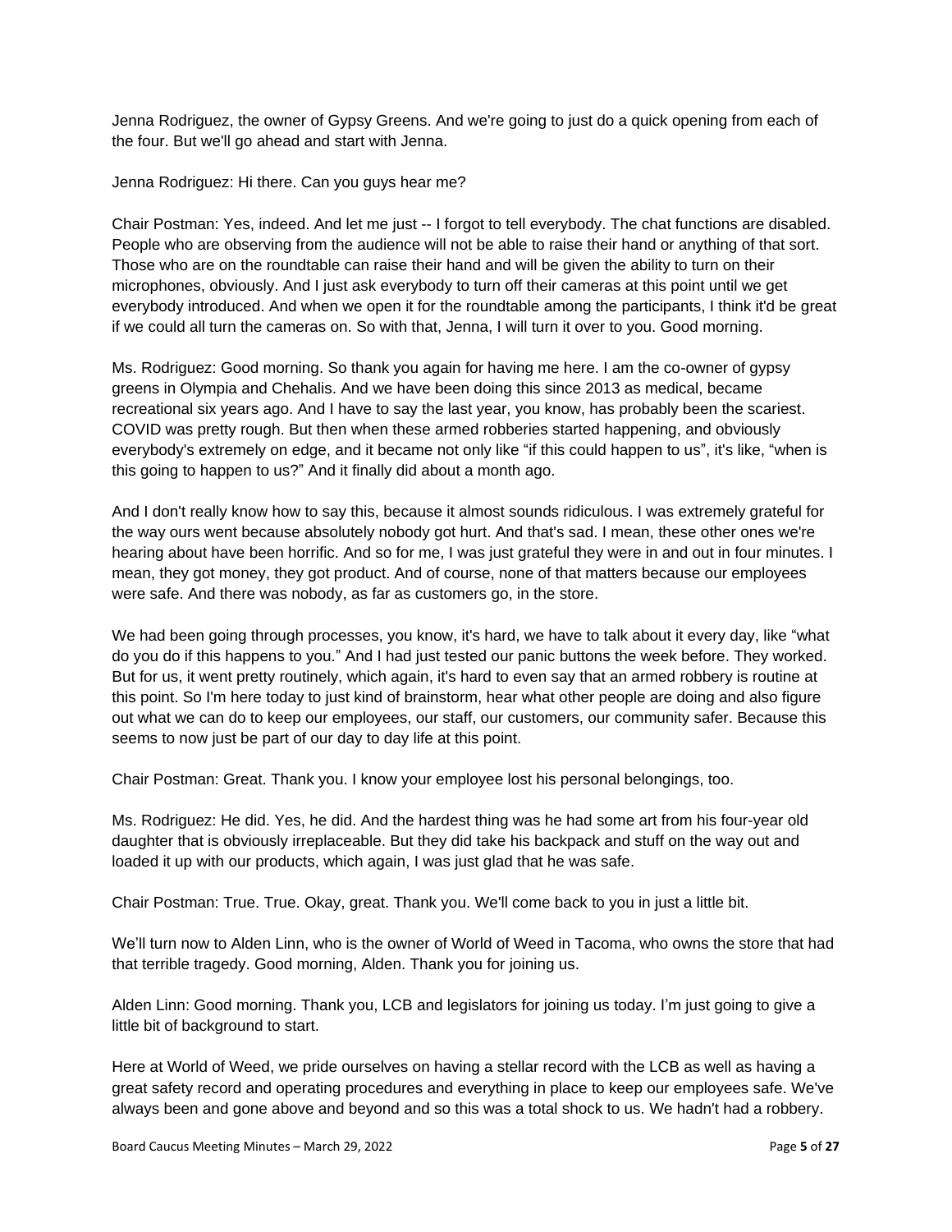Jenna Rodriguez, the owner of Gypsy Greens. And we're going to just do a quick opening from each of the four. But we'll go ahead and start with Jenna.

Jenna Rodriguez: Hi there. Can you guys hear me?

Chair Postman: Yes, indeed. And let me just -- I forgot to tell everybody. The chat functions are disabled. People who are observing from the audience will not be able to raise their hand or anything of that sort. Those who are on the roundtable can raise their hand and will be given the ability to turn on their microphones, obviously. And I just ask everybody to turn off their cameras at this point until we get everybody introduced. And when we open it for the roundtable among the participants, I think it'd be great if we could all turn the cameras on. So with that, Jenna, I will turn it over to you. Good morning.

Ms. Rodriguez: Good morning. So thank you again for having me here. I am the co-owner of gypsy greens in Olympia and Chehalis. And we have been doing this since 2013 as medical, became recreational six years ago. And I have to say the last year, you know, has probably been the scariest. COVID was pretty rough. But then when these armed robberies started happening, and obviously everybody's extremely on edge, and it became not only like "if this could happen to us", it's like, "when is this going to happen to us?" And it finally did about a month ago.

And I don't really know how to say this, because it almost sounds ridiculous. I was extremely grateful for the way ours went because absolutely nobody got hurt. And that's sad. I mean, these other ones we're hearing about have been horrific. And so for me, I was just grateful they were in and out in four minutes. I mean, they got money, they got product. And of course, none of that matters because our employees were safe. And there was nobody, as far as customers go, in the store.

We had been going through processes, you know, it's hard, we have to talk about it every day, like "what do you do if this happens to you." And I had just tested our panic buttons the week before. They worked. But for us, it went pretty routinely, which again, it's hard to even say that an armed robbery is routine at this point. So I'm here today to just kind of brainstorm, hear what other people are doing and also figure out what we can do to keep our employees, our staff, our customers, our community safer. Because this seems to now just be part of our day to day life at this point.

Chair Postman: Great. Thank you. I know your employee lost his personal belongings, too.

Ms. Rodriguez: He did. Yes, he did. And the hardest thing was he had some art from his four-year old daughter that is obviously irreplaceable. But they did take his backpack and stuff on the way out and loaded it up with our products, which again, I was just glad that he was safe.

Chair Postman: True. True. Okay, great. Thank you. We'll come back to you in just a little bit.

We'll turn now to Alden Linn, who is the owner of World of Weed in Tacoma, who owns the store that had that terrible tragedy. Good morning, Alden. Thank you for joining us.

Alden Linn: Good morning. Thank you, LCB and legislators for joining us today. I'm just going to give a little bit of background to start.

Here at World of Weed, we pride ourselves on having a stellar record with the LCB as well as having a great safety record and operating procedures and everything in place to keep our employees safe. We've always been and gone above and beyond and so this was a total shock to us. We hadn't had a robbery.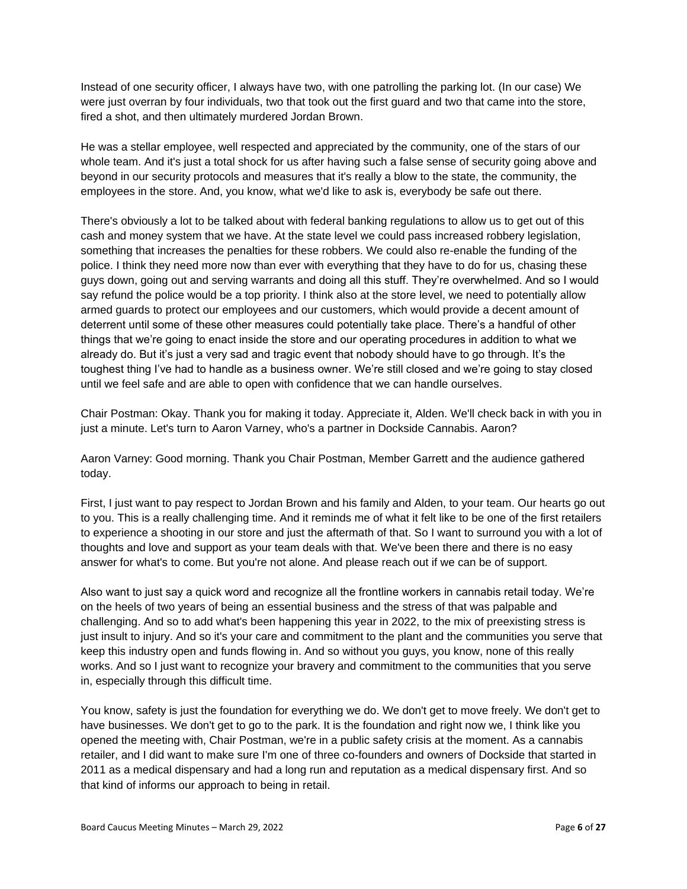Instead of one security officer, I always have two, with one patrolling the parking lot. (In our case) We were just overran by four individuals, two that took out the first guard and two that came into the store, fired a shot, and then ultimately murdered Jordan Brown.

He was a stellar employee, well respected and appreciated by the community, one of the stars of our whole team. And it's just a total shock for us after having such a false sense of security going above and beyond in our security protocols and measures that it's really a blow to the state, the community, the employees in the store. And, you know, what we'd like to ask is, everybody be safe out there.

There's obviously a lot to be talked about with federal banking regulations to allow us to get out of this cash and money system that we have. At the state level we could pass increased robbery legislation, something that increases the penalties for these robbers. We could also re-enable the funding of the police. I think they need more now than ever with everything that they have to do for us, chasing these guys down, going out and serving warrants and doing all this stuff. They're overwhelmed. And so I would say refund the police would be a top priority. I think also at the store level, we need to potentially allow armed guards to protect our employees and our customers, which would provide a decent amount of deterrent until some of these other measures could potentially take place. There's a handful of other things that we're going to enact inside the store and our operating procedures in addition to what we already do. But it's just a very sad and tragic event that nobody should have to go through. It's the toughest thing I've had to handle as a business owner. We're still closed and we're going to stay closed until we feel safe and are able to open with confidence that we can handle ourselves.

Chair Postman: Okay. Thank you for making it today. Appreciate it, Alden. We'll check back in with you in just a minute. Let's turn to Aaron Varney, who's a partner in Dockside Cannabis. Aaron?

Aaron Varney: Good morning. Thank you Chair Postman, Member Garrett and the audience gathered today.

First, I just want to pay respect to Jordan Brown and his family and Alden, to your team. Our hearts go out to you. This is a really challenging time. And it reminds me of what it felt like to be one of the first retailers to experience a shooting in our store and just the aftermath of that. So I want to surround you with a lot of thoughts and love and support as your team deals with that. We've been there and there is no easy answer for what's to come. But you're not alone. And please reach out if we can be of support.

Also want to just say a quick word and recognize all the frontline workers in cannabis retail today. We're on the heels of two years of being an essential business and the stress of that was palpable and challenging. And so to add what's been happening this year in 2022, to the mix of preexisting stress is just insult to injury. And so it's your care and commitment to the plant and the communities you serve that keep this industry open and funds flowing in. And so without you guys, you know, none of this really works. And so I just want to recognize your bravery and commitment to the communities that you serve in, especially through this difficult time.

You know, safety is just the foundation for everything we do. We don't get to move freely. We don't get to have businesses. We don't get to go to the park. It is the foundation and right now we, I think like you opened the meeting with, Chair Postman, we're in a public safety crisis at the moment. As a cannabis retailer, and I did want to make sure I'm one of three co-founders and owners of Dockside that started in 2011 as a medical dispensary and had a long run and reputation as a medical dispensary first. And so that kind of informs our approach to being in retail.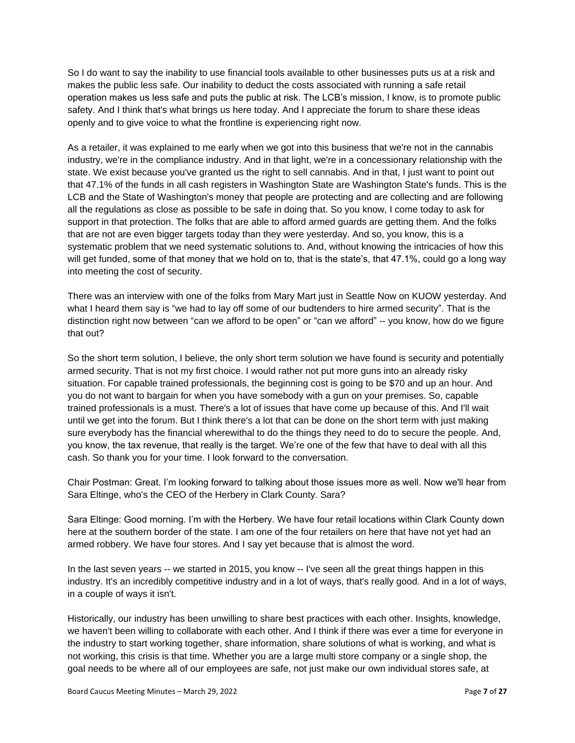So I do want to say the inability to use financial tools available to other businesses puts us at a risk and makes the public less safe. Our inability to deduct the costs associated with running a safe retail operation makes us less safe and puts the public at risk. The LCB's mission, I know, is to promote public safety. And I think that's what brings us here today. And I appreciate the forum to share these ideas openly and to give voice to what the frontline is experiencing right now.

As a retailer, it was explained to me early when we got into this business that we're not in the cannabis industry, we're in the compliance industry. And in that light, we're in a concessionary relationship with the state. We exist because you've granted us the right to sell cannabis. And in that, I just want to point out that 47.1% of the funds in all cash registers in Washington State are Washington State's funds. This is the LCB and the State of Washington's money that people are protecting and are collecting and are following all the regulations as close as possible to be safe in doing that. So you know, I come today to ask for support in that protection. The folks that are able to afford armed guards are getting them. And the folks that are not are even bigger targets today than they were yesterday. And so, you know, this is a systematic problem that we need systematic solutions to. And, without knowing the intricacies of how this will get funded, some of that money that we hold on to, that is the state's, that 47.1%, could go a long way into meeting the cost of security.

There was an interview with one of the folks from Mary Mart just in Seattle Now on KUOW yesterday. And what I heard them say is "we had to lay off some of our budtenders to hire armed security". That is the distinction right now between "can we afford to be open" or "can we afford" -- you know, how do we figure that out?

So the short term solution, I believe, the only short term solution we have found is security and potentially armed security. That is not my first choice. I would rather not put more guns into an already risky situation. For capable trained professionals, the beginning cost is going to be $70 and up an hour. And you do not want to bargain for when you have somebody with a gun on your premises. So, capable trained professionals is a must. There's a lot of issues that have come up because of this. And I'll wait until we get into the forum. But I think there's a lot that can be done on the short term with just making sure everybody has the financial wherewithal to do the things they need to do to secure the people. And, you know, the tax revenue, that really is the target. We're one of the few that have to deal with all this cash. So thank you for your time. I look forward to the conversation.

Chair Postman: Great. I'm looking forward to talking about those issues more as well. Now we'll hear from Sara Eltinge, who's the CEO of the Herbery in Clark County. Sara?

Sara Eltinge: Good morning. I'm with the Herbery. We have four retail locations within Clark County down here at the southern border of the state. I am one of the four retailers on here that have not yet had an armed robbery. We have four stores. And I say yet because that is almost the word.

In the last seven years -- we started in 2015, you know -- I've seen all the great things happen in this industry. It's an incredibly competitive industry and in a lot of ways, that's really good. And in a lot of ways, in a couple of ways it isn't.

Historically, our industry has been unwilling to share best practices with each other. Insights, knowledge, we haven't been willing to collaborate with each other. And I think if there was ever a time for everyone in the industry to start working together, share information, share solutions of what is working, and what is not working, this crisis is that time. Whether you are a large multi store company or a single shop, the goal needs to be where all of our employees are safe, not just make our own individual stores safe, at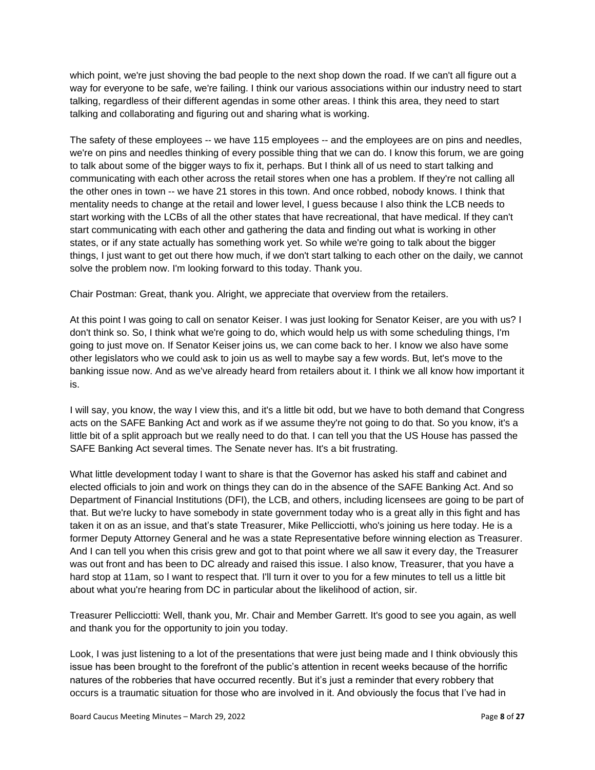which point, we're just shoving the bad people to the next shop down the road. If we can't all figure out a way for everyone to be safe, we're failing. I think our various associations within our industry need to start talking, regardless of their different agendas in some other areas. I think this area, they need to start talking and collaborating and figuring out and sharing what is working.

The safety of these employees -- we have 115 employees -- and the employees are on pins and needles, we're on pins and needles thinking of every possible thing that we can do. I know this forum, we are going to talk about some of the bigger ways to fix it, perhaps. But I think all of us need to start talking and communicating with each other across the retail stores when one has a problem. If they're not calling all the other ones in town -- we have 21 stores in this town. And once robbed, nobody knows. I think that mentality needs to change at the retail and lower level, I guess because I also think the LCB needs to start working with the LCBs of all the other states that have recreational, that have medical. If they can't start communicating with each other and gathering the data and finding out what is working in other states, or if any state actually has something work yet. So while we're going to talk about the bigger things, I just want to get out there how much, if we don't start talking to each other on the daily, we cannot solve the problem now. I'm looking forward to this today. Thank you.

Chair Postman: Great, thank you. Alright, we appreciate that overview from the retailers.

At this point I was going to call on senator Keiser. I was just looking for Senator Keiser, are you with us? I don't think so. So, I think what we're going to do, which would help us with some scheduling things, I'm going to just move on. If Senator Keiser joins us, we can come back to her. I know we also have some other legislators who we could ask to join us as well to maybe say a few words. But, let's move to the banking issue now. And as we've already heard from retailers about it. I think we all know how important it is.

I will say, you know, the way I view this, and it's a little bit odd, but we have to both demand that Congress acts on the SAFE Banking Act and work as if we assume they're not going to do that. So you know, it's a little bit of a split approach but we really need to do that. I can tell you that the US House has passed the SAFE Banking Act several times. The Senate never has. It's a bit frustrating.

What little development today I want to share is that the Governor has asked his staff and cabinet and elected officials to join and work on things they can do in the absence of the SAFE Banking Act. And so Department of Financial Institutions (DFI), the LCB, and others, including licensees are going to be part of that. But we're lucky to have somebody in state government today who is a great ally in this fight and has taken it on as an issue, and that's state Treasurer, Mike Pellicciotti, who's joining us here today. He is a former Deputy Attorney General and he was a state Representative before winning election as Treasurer. And I can tell you when this crisis grew and got to that point where we all saw it every day, the Treasurer was out front and has been to DC already and raised this issue. I also know, Treasurer, that you have a hard stop at 11am, so I want to respect that. I'll turn it over to you for a few minutes to tell us a little bit about what you're hearing from DC in particular about the likelihood of action, sir.

Treasurer Pellicciotti: Well, thank you, Mr. Chair and Member Garrett. It's good to see you again, as well and thank you for the opportunity to join you today.

Look, I was just listening to a lot of the presentations that were just being made and I think obviously this issue has been brought to the forefront of the public's attention in recent weeks because of the horrific natures of the robberies that have occurred recently. But it's just a reminder that every robbery that occurs is a traumatic situation for those who are involved in it. And obviously the focus that I've had in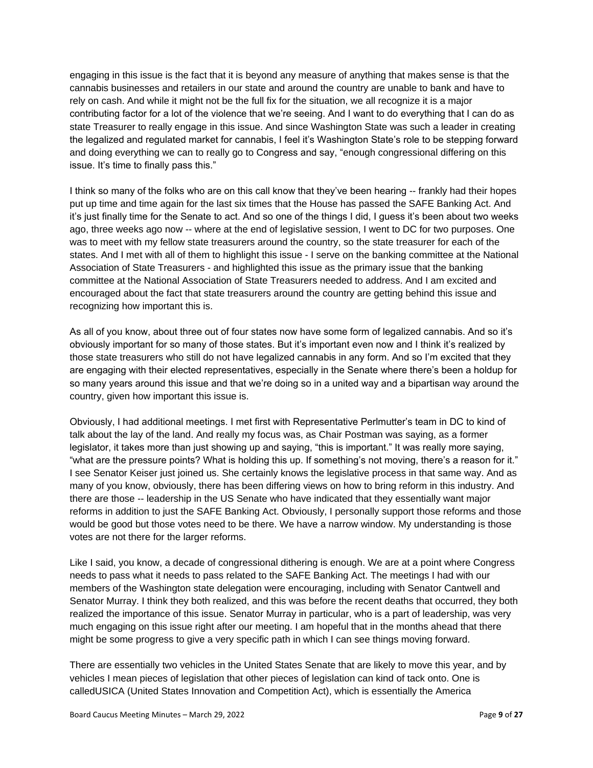engaging in this issue is the fact that it is beyond any measure of anything that makes sense is that the cannabis businesses and retailers in our state and around the country are unable to bank and have to rely on cash. And while it might not be the full fix for the situation, we all recognize it is a major contributing factor for a lot of the violence that we're seeing. And I want to do everything that I can do as state Treasurer to really engage in this issue. And since Washington State was such a leader in creating the legalized and regulated market for cannabis, I feel it's Washington State's role to be stepping forward and doing everything we can to really go to Congress and say, "enough congressional differing on this issue. It's time to finally pass this."

I think so many of the folks who are on this call know that they've been hearing -- frankly had their hopes put up time and time again for the last six times that the House has passed the SAFE Banking Act. And it's just finally time for the Senate to act. And so one of the things I did, I guess it's been about two weeks ago, three weeks ago now -- where at the end of legislative session, I went to DC for two purposes. One was to meet with my fellow state treasurers around the country, so the state treasurer for each of the states. And I met with all of them to highlight this issue - I serve on the banking committee at the National Association of State Treasurers - and highlighted this issue as the primary issue that the banking committee at the National Association of State Treasurers needed to address. And I am excited and encouraged about the fact that state treasurers around the country are getting behind this issue and recognizing how important this is.

As all of you know, about three out of four states now have some form of legalized cannabis. And so it's obviously important for so many of those states. But it's important even now and I think it's realized by those state treasurers who still do not have legalized cannabis in any form. And so I'm excited that they are engaging with their elected representatives, especially in the Senate where there's been a holdup for so many years around this issue and that we're doing so in a united way and a bipartisan way around the country, given how important this issue is.

Obviously, I had additional meetings. I met first with Representative Perlmutter's team in DC to kind of talk about the lay of the land. And really my focus was, as Chair Postman was saying, as a former legislator, it takes more than just showing up and saying, "this is important." It was really more saying, "what are the pressure points? What is holding this up. If something's not moving, there's a reason for it." I see Senator Keiser just joined us. She certainly knows the legislative process in that same way. And as many of you know, obviously, there has been differing views on how to bring reform in this industry. And there are those -- leadership in the US Senate who have indicated that they essentially want major reforms in addition to just the SAFE Banking Act. Obviously, I personally support those reforms and those would be good but those votes need to be there. We have a narrow window. My understanding is those votes are not there for the larger reforms.

Like I said, you know, a decade of congressional dithering is enough. We are at a point where Congress needs to pass what it needs to pass related to the SAFE Banking Act. The meetings I had with our members of the Washington state delegation were encouraging, including with Senator Cantwell and Senator Murray. I think they both realized, and this was before the recent deaths that occurred, they both realized the importance of this issue. Senator Murray in particular, who is a part of leadership, was very much engaging on this issue right after our meeting. I am hopeful that in the months ahead that there might be some progress to give a very specific path in which I can see things moving forward.

There are essentially two vehicles in the United States Senate that are likely to move this year, and by vehicles I mean pieces of legislation that other pieces of legislation can kind of tack onto. One is calledUSICA (United States Innovation and Competition Act), which is essentially the America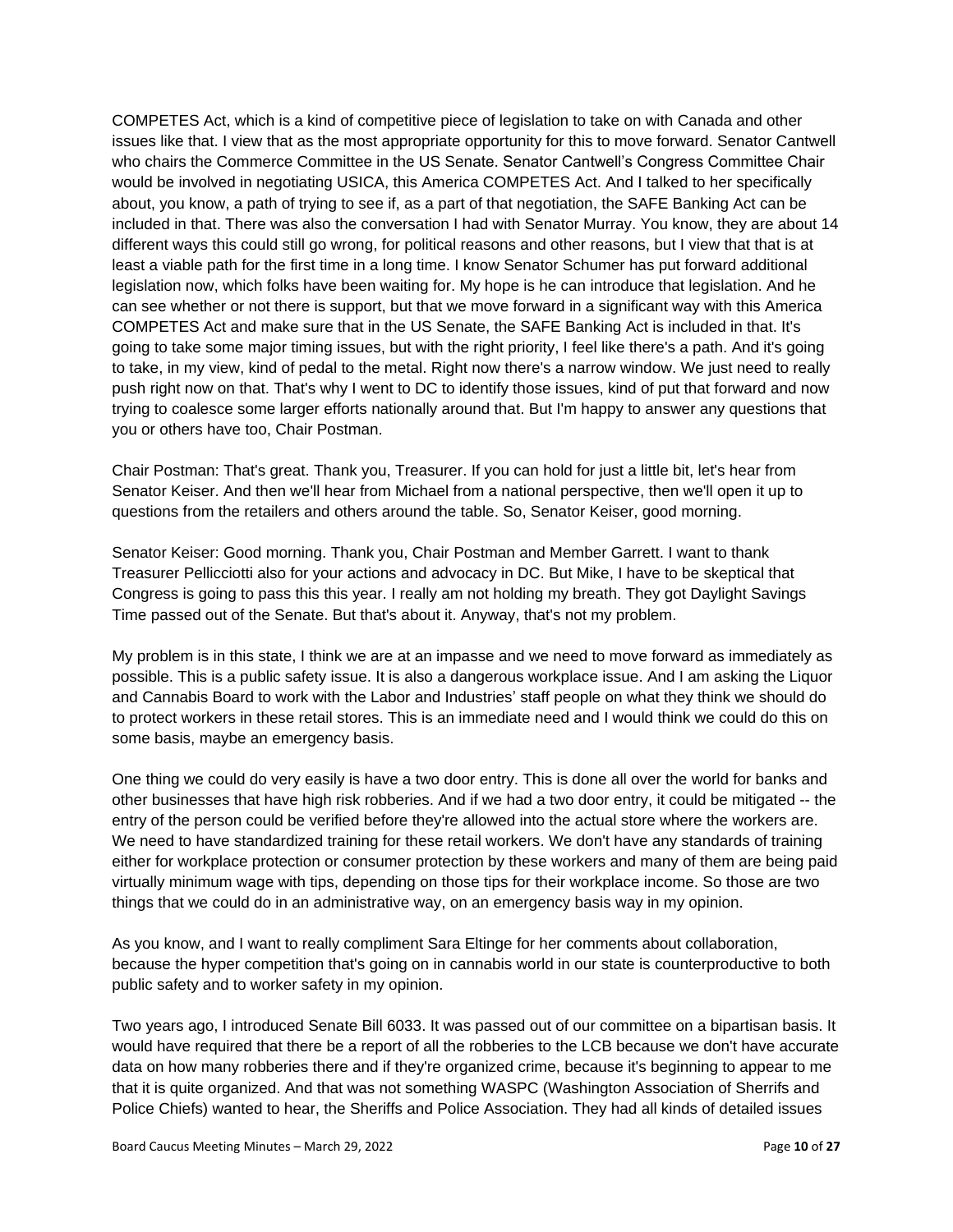COMPETES Act, which is a kind of competitive piece of legislation to take on with Canada and other issues like that. I view that as the most appropriate opportunity for this to move forward. Senator Cantwell who chairs the Commerce Committee in the US Senate. Senator Cantwell's Congress Committee Chair would be involved in negotiating USICA, this America COMPETES Act. And I talked to her specifically about, you know, a path of trying to see if, as a part of that negotiation, the SAFE Banking Act can be included in that. There was also the conversation I had with Senator Murray. You know, they are about 14 different ways this could still go wrong, for political reasons and other reasons, but I view that that is at least a viable path for the first time in a long time. I know Senator Schumer has put forward additional legislation now, which folks have been waiting for. My hope is he can introduce that legislation. And he can see whether or not there is support, but that we move forward in a significant way with this America COMPETES Act and make sure that in the US Senate, the SAFE Banking Act is included in that. It's going to take some major timing issues, but with the right priority, I feel like there's a path. And it's going to take, in my view, kind of pedal to the metal. Right now there's a narrow window. We just need to really push right now on that. That's why I went to DC to identify those issues, kind of put that forward and now trying to coalesce some larger efforts nationally around that. But I'm happy to answer any questions that you or others have too, Chair Postman.

Chair Postman: That's great. Thank you, Treasurer. If you can hold for just a little bit, let's hear from Senator Keiser. And then we'll hear from Michael from a national perspective, then we'll open it up to questions from the retailers and others around the table. So, Senator Keiser, good morning.

Senator Keiser: Good morning. Thank you, Chair Postman and Member Garrett. I want to thank Treasurer Pellicciotti also for your actions and advocacy in DC. But Mike, I have to be skeptical that Congress is going to pass this this year. I really am not holding my breath. They got Daylight Savings Time passed out of the Senate. But that's about it. Anyway, that's not my problem.

My problem is in this state, I think we are at an impasse and we need to move forward as immediately as possible. This is a public safety issue. It is also a dangerous workplace issue. And I am asking the Liquor and Cannabis Board to work with the Labor and Industries' staff people on what they think we should do to protect workers in these retail stores. This is an immediate need and I would think we could do this on some basis, maybe an emergency basis.

One thing we could do very easily is have a two door entry. This is done all over the world for banks and other businesses that have high risk robberies. And if we had a two door entry, it could be mitigated -- the entry of the person could be verified before they're allowed into the actual store where the workers are. We need to have standardized training for these retail workers. We don't have any standards of training either for workplace protection or consumer protection by these workers and many of them are being paid virtually minimum wage with tips, depending on those tips for their workplace income. So those are two things that we could do in an administrative way, on an emergency basis way in my opinion.

As you know, and I want to really compliment Sara Eltinge for her comments about collaboration, because the hyper competition that's going on in cannabis world in our state is counterproductive to both public safety and to worker safety in my opinion.

Two years ago, I introduced Senate Bill 6033. It was passed out of our committee on a bipartisan basis. It would have required that there be a report of all the robberies to the LCB because we don't have accurate data on how many robberies there and if they're organized crime, because it's beginning to appear to me that it is quite organized. And that was not something WASPC (Washington Association of Sherrifs and Police Chiefs) wanted to hear, the Sheriffs and Police Association. They had all kinds of detailed issues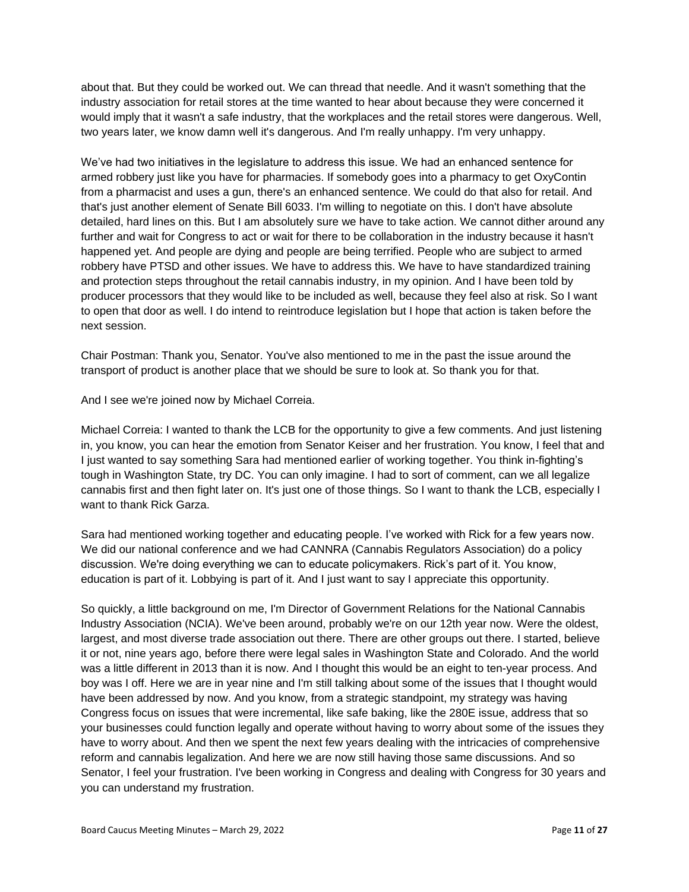about that. But they could be worked out. We can thread that needle. And it wasn't something that the industry association for retail stores at the time wanted to hear about because they were concerned it would imply that it wasn't a safe industry, that the workplaces and the retail stores were dangerous. Well, two years later, we know damn well it's dangerous. And I'm really unhappy. I'm very unhappy.

We've had two initiatives in the legislature to address this issue. We had an enhanced sentence for armed robbery just like you have for pharmacies. If somebody goes into a pharmacy to get OxyContin from a pharmacist and uses a gun, there's an enhanced sentence. We could do that also for retail. And that's just another element of Senate Bill 6033. I'm willing to negotiate on this. I don't have absolute detailed, hard lines on this. But I am absolutely sure we have to take action. We cannot dither around any further and wait for Congress to act or wait for there to be collaboration in the industry because it hasn't happened yet. And people are dying and people are being terrified. People who are subject to armed robbery have PTSD and other issues. We have to address this. We have to have standardized training and protection steps throughout the retail cannabis industry, in my opinion. And I have been told by producer processors that they would like to be included as well, because they feel also at risk. So I want to open that door as well. I do intend to reintroduce legislation but I hope that action is taken before the next session.

Chair Postman: Thank you, Senator. You've also mentioned to me in the past the issue around the transport of product is another place that we should be sure to look at. So thank you for that.

And I see we're joined now by Michael Correia.

Michael Correia: I wanted to thank the LCB for the opportunity to give a few comments. And just listening in, you know, you can hear the emotion from Senator Keiser and her frustration. You know, I feel that and I just wanted to say something Sara had mentioned earlier of working together. You think in-fighting's tough in Washington State, try DC. You can only imagine. I had to sort of comment, can we all legalize cannabis first and then fight later on. It's just one of those things. So I want to thank the LCB, especially I want to thank Rick Garza.

Sara had mentioned working together and educating people. I've worked with Rick for a few years now. We did our national conference and we had CANNRA (Cannabis Regulators Association) do a policy discussion. We're doing everything we can to educate policymakers. Rick's part of it. You know, education is part of it. Lobbying is part of it. And I just want to say I appreciate this opportunity.

So quickly, a little background on me, I'm Director of Government Relations for the National Cannabis Industry Association (NCIA). We've been around, probably we're on our 12th year now. Were the oldest, largest, and most diverse trade association out there. There are other groups out there. I started, believe it or not, nine years ago, before there were legal sales in Washington State and Colorado. And the world was a little different in 2013 than it is now. And I thought this would be an eight to ten-year process. And boy was I off. Here we are in year nine and I'm still talking about some of the issues that I thought would have been addressed by now. And you know, from a strategic standpoint, my strategy was having Congress focus on issues that were incremental, like safe baking, like the 280E issue, address that so your businesses could function legally and operate without having to worry about some of the issues they have to worry about. And then we spent the next few years dealing with the intricacies of comprehensive reform and cannabis legalization. And here we are now still having those same discussions. And so Senator, I feel your frustration. I've been working in Congress and dealing with Congress for 30 years and you can understand my frustration.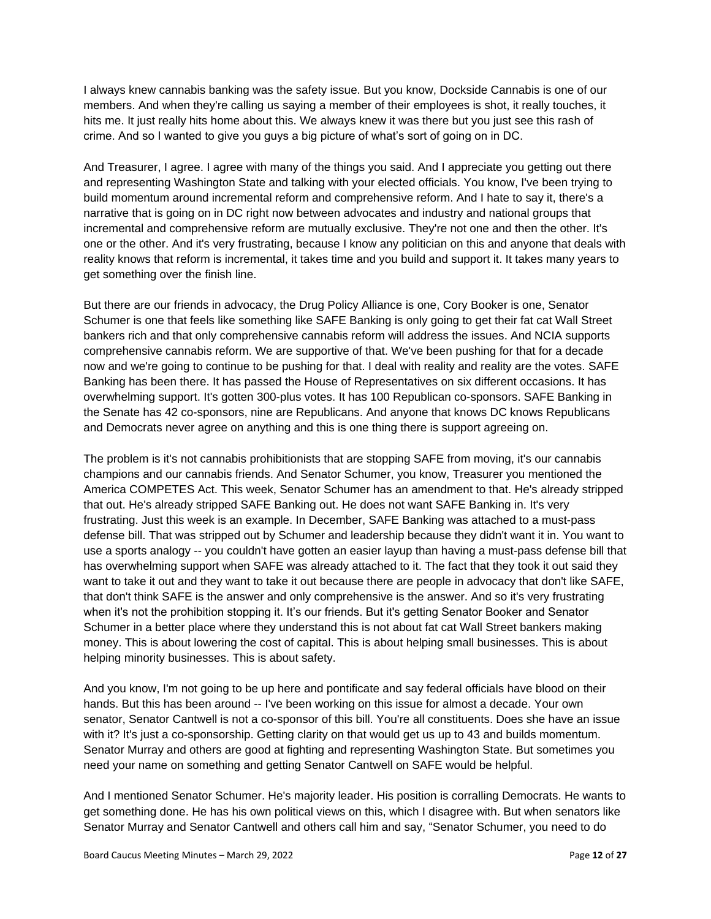I always knew cannabis banking was the safety issue. But you know, Dockside Cannabis is one of our members. And when they're calling us saying a member of their employees is shot, it really touches, it hits me. It just really hits home about this. We always knew it was there but you just see this rash of crime. And so I wanted to give you guys a big picture of what's sort of going on in DC.

And Treasurer, I agree. I agree with many of the things you said. And I appreciate you getting out there and representing Washington State and talking with your elected officials. You know, I've been trying to build momentum around incremental reform and comprehensive reform. And I hate to say it, there's a narrative that is going on in DC right now between advocates and industry and national groups that incremental and comprehensive reform are mutually exclusive. They're not one and then the other. It's one or the other. And it's very frustrating, because I know any politician on this and anyone that deals with reality knows that reform is incremental, it takes time and you build and support it. It takes many years to get something over the finish line.

But there are our friends in advocacy, the Drug Policy Alliance is one, Cory Booker is one, Senator Schumer is one that feels like something like SAFE Banking is only going to get their fat cat Wall Street bankers rich and that only comprehensive cannabis reform will address the issues. And NCIA supports comprehensive cannabis reform. We are supportive of that. We've been pushing for that for a decade now and we're going to continue to be pushing for that. I deal with reality and reality are the votes. SAFE Banking has been there. It has passed the House of Representatives on six different occasions. It has overwhelming support. It's gotten 300-plus votes. It has 100 Republican co-sponsors. SAFE Banking in the Senate has 42 co-sponsors, nine are Republicans. And anyone that knows DC knows Republicans and Democrats never agree on anything and this is one thing there is support agreeing on.

The problem is it's not cannabis prohibitionists that are stopping SAFE from moving, it's our cannabis champions and our cannabis friends. And Senator Schumer, you know, Treasurer you mentioned the America COMPETES Act. This week, Senator Schumer has an amendment to that. He's already stripped that out. He's already stripped SAFE Banking out. He does not want SAFE Banking in. It's very frustrating. Just this week is an example. In December, SAFE Banking was attached to a must-pass defense bill. That was stripped out by Schumer and leadership because they didn't want it in. You want to use a sports analogy -- you couldn't have gotten an easier layup than having a must-pass defense bill that has overwhelming support when SAFE was already attached to it. The fact that they took it out said they want to take it out and they want to take it out because there are people in advocacy that don't like SAFE, that don't think SAFE is the answer and only comprehensive is the answer. And so it's very frustrating when it's not the prohibition stopping it. It's our friends. But it's getting Senator Booker and Senator Schumer in a better place where they understand this is not about fat cat Wall Street bankers making money. This is about lowering the cost of capital. This is about helping small businesses. This is about helping minority businesses. This is about safety.

And you know, I'm not going to be up here and pontificate and say federal officials have blood on their hands. But this has been around -- I've been working on this issue for almost a decade. Your own senator, Senator Cantwell is not a co-sponsor of this bill. You're all constituents. Does she have an issue with it? It's just a co-sponsorship. Getting clarity on that would get us up to 43 and builds momentum. Senator Murray and others are good at fighting and representing Washington State. But sometimes you need your name on something and getting Senator Cantwell on SAFE would be helpful.

And I mentioned Senator Schumer. He's majority leader. His position is corralling Democrats. He wants to get something done. He has his own political views on this, which I disagree with. But when senators like Senator Murray and Senator Cantwell and others call him and say, "Senator Schumer, you need to do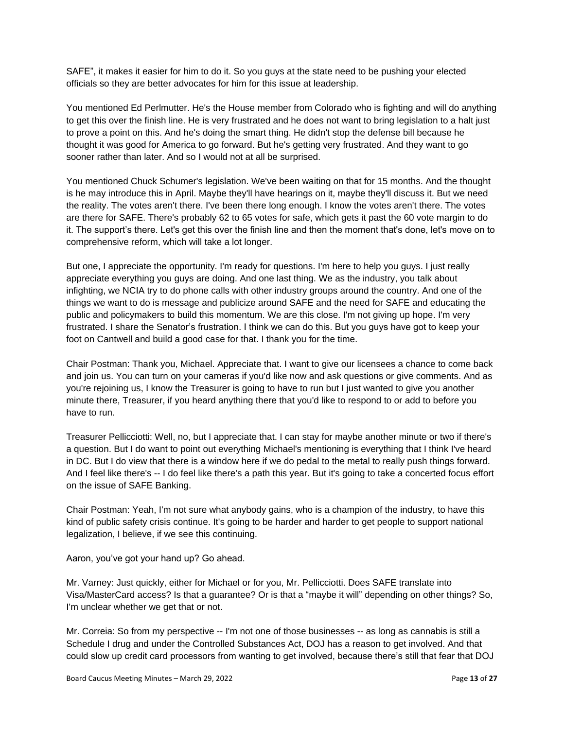SAFE", it makes it easier for him to do it. So you guys at the state need to be pushing your elected officials so they are better advocates for him for this issue at leadership.

You mentioned Ed Perlmutter. He's the House member from Colorado who is fighting and will do anything to get this over the finish line. He is very frustrated and he does not want to bring legislation to a halt just to prove a point on this. And he's doing the smart thing. He didn't stop the defense bill because he thought it was good for America to go forward. But he's getting very frustrated. And they want to go sooner rather than later. And so I would not at all be surprised.

You mentioned Chuck Schumer's legislation. We've been waiting on that for 15 months. And the thought is he may introduce this in April. Maybe they'll have hearings on it, maybe they'll discuss it. But we need the reality. The votes aren't there. I've been there long enough. I know the votes aren't there. The votes are there for SAFE. There's probably 62 to 65 votes for safe, which gets it past the 60 vote margin to do it. The support's there. Let's get this over the finish line and then the moment that's done, let's move on to comprehensive reform, which will take a lot longer.

But one, I appreciate the opportunity. I'm ready for questions. I'm here to help you guys. I just really appreciate everything you guys are doing. And one last thing. We as the industry, you talk about infighting, we NCIA try to do phone calls with other industry groups around the country. And one of the things we want to do is message and publicize around SAFE and the need for SAFE and educating the public and policymakers to build this momentum. We are this close. I'm not giving up hope. I'm very frustrated. I share the Senator's frustration. I think we can do this. But you guys have got to keep your foot on Cantwell and build a good case for that. I thank you for the time.

Chair Postman: Thank you, Michael. Appreciate that. I want to give our licensees a chance to come back and join us. You can turn on your cameras if you'd like now and ask questions or give comments. And as you're rejoining us, I know the Treasurer is going to have to run but I just wanted to give you another minute there, Treasurer, if you heard anything there that you'd like to respond to or add to before you have to run.

Treasurer Pellicciotti: Well, no, but I appreciate that. I can stay for maybe another minute or two if there's a question. But I do want to point out everything Michael's mentioning is everything that I think I've heard in DC. But I do view that there is a window here if we do pedal to the metal to really push things forward. And I feel like there's -- I do feel like there's a path this year. But it's going to take a concerted focus effort on the issue of SAFE Banking.

Chair Postman: Yeah, I'm not sure what anybody gains, who is a champion of the industry, to have this kind of public safety crisis continue. It's going to be harder and harder to get people to support national legalization, I believe, if we see this continuing.

Aaron, you've got your hand up? Go ahead.

Mr. Varney: Just quickly, either for Michael or for you, Mr. Pellicciotti. Does SAFE translate into Visa/MasterCard access? Is that a guarantee? Or is that a "maybe it will" depending on other things? So, I'm unclear whether we get that or not.

Mr. Correia: So from my perspective -- I'm not one of those businesses -- as long as cannabis is still a Schedule I drug and under the Controlled Substances Act, DOJ has a reason to get involved. And that could slow up credit card processors from wanting to get involved, because there's still that fear that DOJ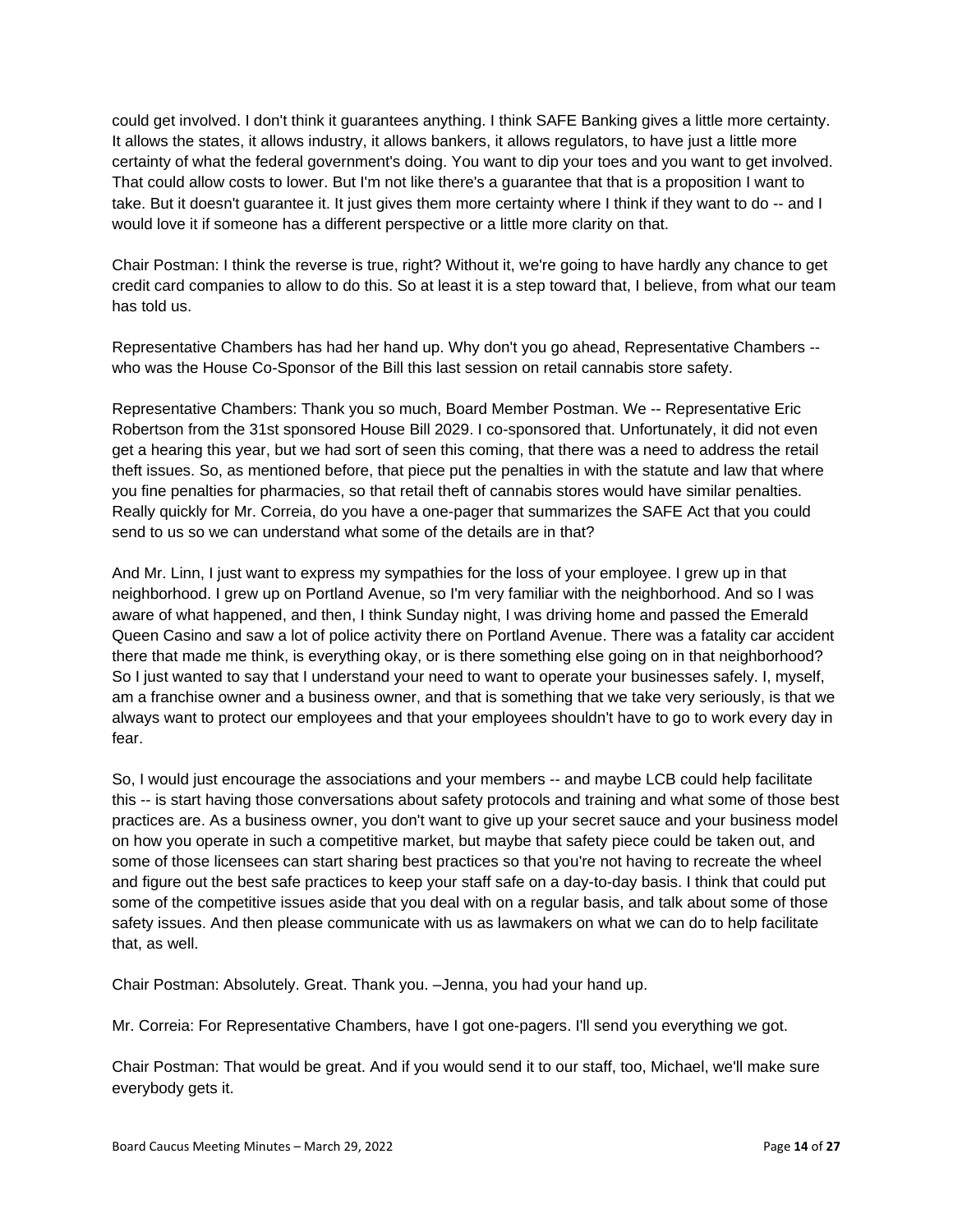could get involved. I don't think it guarantees anything. I think SAFE Banking gives a little more certainty. It allows the states, it allows industry, it allows bankers, it allows regulators, to have just a little more certainty of what the federal government's doing. You want to dip your toes and you want to get involved. That could allow costs to lower. But I'm not like there's a guarantee that that is a proposition I want to take. But it doesn't guarantee it. It just gives them more certainty where I think if they want to do -- and I would love it if someone has a different perspective or a little more clarity on that.

Chair Postman: I think the reverse is true, right? Without it, we're going to have hardly any chance to get credit card companies to allow to do this. So at least it is a step toward that, I believe, from what our team has told us.

Representative Chambers has had her hand up. Why don't you go ahead, Representative Chambers -- who was the House Co-Sponsor of the Bill this last session on retail cannabis store safety.

Representative Chambers: Thank you so much, Board Member Postman. We -- Representative Eric Robertson from the 31st sponsored House Bill 2029. I co-sponsored that. Unfortunately, it did not even get a hearing this year, but we had sort of seen this coming, that there was a need to address the retail theft issues. So, as mentioned before, that piece put the penalties in with the statute and law that where you fine penalties for pharmacies, so that retail theft of cannabis stores would have similar penalties. Really quickly for Mr. Correia, do you have a one-pager that summarizes the SAFE Act that you could send to us so we can understand what some of the details are in that?

And Mr. Linn, I just want to express my sympathies for the loss of your employee. I grew up in that neighborhood. I grew up on Portland Avenue, so I'm very familiar with the neighborhood. And so I was aware of what happened, and then, I think Sunday night, I was driving home and passed the Emerald Queen Casino and saw a lot of police activity there on Portland Avenue. There was a fatality car accident there that made me think, is everything okay, or is there something else going on in that neighborhood? So I just wanted to say that I understand your need to want to operate your businesses safely. I, myself, am a franchise owner and a business owner, and that is something that we take very seriously, is that we always want to protect our employees and that your employees shouldn't have to go to work every day in fear.

So, I would just encourage the associations and your members -- and maybe LCB could help facilitate this -- is start having those conversations about safety protocols and training and what some of those best practices are. As a business owner, you don't want to give up your secret sauce and your business model on how you operate in such a competitive market, but maybe that safety piece could be taken out, and some of those licensees can start sharing best practices so that you're not having to recreate the wheel and figure out the best safe practices to keep your staff safe on a day-to-day basis. I think that could put some of the competitive issues aside that you deal with on a regular basis, and talk about some of those safety issues. And then please communicate with us as lawmakers on what we can do to help facilitate that, as well.

Chair Postman: Absolutely. Great. Thank you. –Jenna, you had your hand up.

Mr. Correia: For Representative Chambers, have I got one-pagers. I'll send you everything we got.

Chair Postman: That would be great. And if you would send it to our staff, too, Michael, we'll make sure everybody gets it.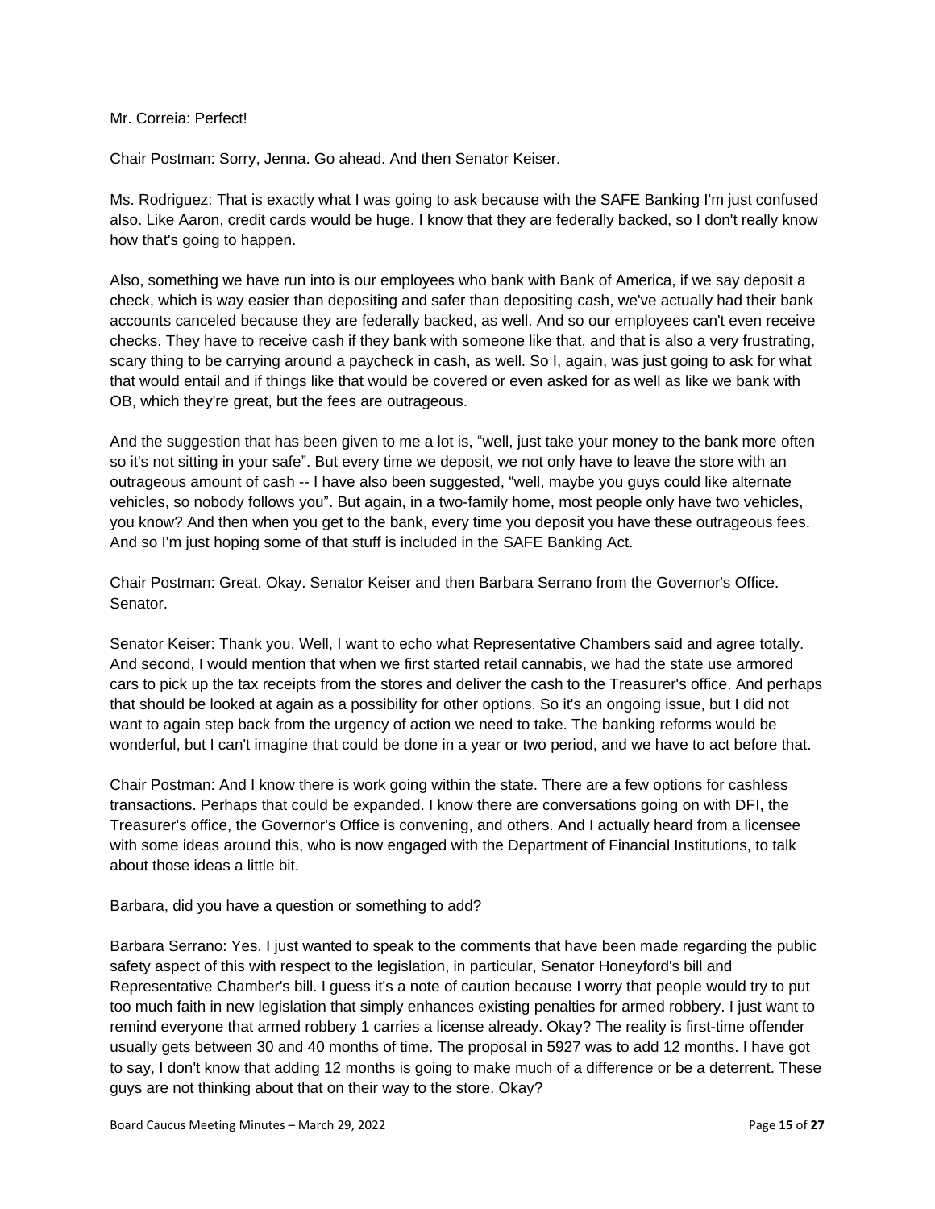Mr. Correia: Perfect!

Chair Postman: Sorry, Jenna. Go ahead. And then Senator Keiser.

Ms. Rodriguez: That is exactly what I was going to ask because with the SAFE Banking I'm just confused also. Like Aaron, credit cards would be huge. I know that they are federally backed, so I don't really know how that's going to happen.

Also, something we have run into is our employees who bank with Bank of America, if we say deposit a check, which is way easier than depositing and safer than depositing cash, we've actually had their bank accounts canceled because they are federally backed, as well. And so our employees can't even receive checks. They have to receive cash if they bank with someone like that, and that is also a very frustrating, scary thing to be carrying around a paycheck in cash, as well. So I, again, was just going to ask for what that would entail and if things like that would be covered or even asked for as well as like we bank with OB, which they're great, but the fees are outrageous.

And the suggestion that has been given to me a lot is, "well, just take your money to the bank more often so it's not sitting in your safe". But every time we deposit, we not only have to leave the store with an outrageous amount of cash -- I have also been suggested, "well, maybe you guys could like alternate vehicles, so nobody follows you". But again, in a two-family home, most people only have two vehicles, you know? And then when you get to the bank, every time you deposit you have these outrageous fees. And so I'm just hoping some of that stuff is included in the SAFE Banking Act.

Chair Postman: Great. Okay. Senator Keiser and then Barbara Serrano from the Governor's Office. Senator.

Senator Keiser: Thank you. Well, I want to echo what Representative Chambers said and agree totally. And second, I would mention that when we first started retail cannabis, we had the state use armored cars to pick up the tax receipts from the stores and deliver the cash to the Treasurer's office. And perhaps that should be looked at again as a possibility for other options. So it's an ongoing issue, but I did not want to again step back from the urgency of action we need to take. The banking reforms would be wonderful, but I can't imagine that could be done in a year or two period, and we have to act before that.

Chair Postman: And I know there is work going within the state. There are a few options for cashless transactions. Perhaps that could be expanded. I know there are conversations going on with DFI, the Treasurer's office, the Governor's Office is convening, and others. And I actually heard from a licensee with some ideas around this, who is now engaged with the Department of Financial Institutions, to talk about those ideas a little bit.

Barbara, did you have a question or something to add?

Barbara Serrano: Yes. I just wanted to speak to the comments that have been made regarding the public safety aspect of this with respect to the legislation, in particular, Senator Honeyford's bill and Representative Chamber's bill. I guess it's a note of caution because I worry that people would try to put too much faith in new legislation that simply enhances existing penalties for armed robbery. I just want to remind everyone that armed robbery 1 carries a license already. Okay? The reality is first-time offender usually gets between 30 and 40 months of time. The proposal in 5927 was to add 12 months. I have got to say, I don't know that adding 12 months is going to make much of a difference or be a deterrent. These guys are not thinking about that on their way to the store. Okay?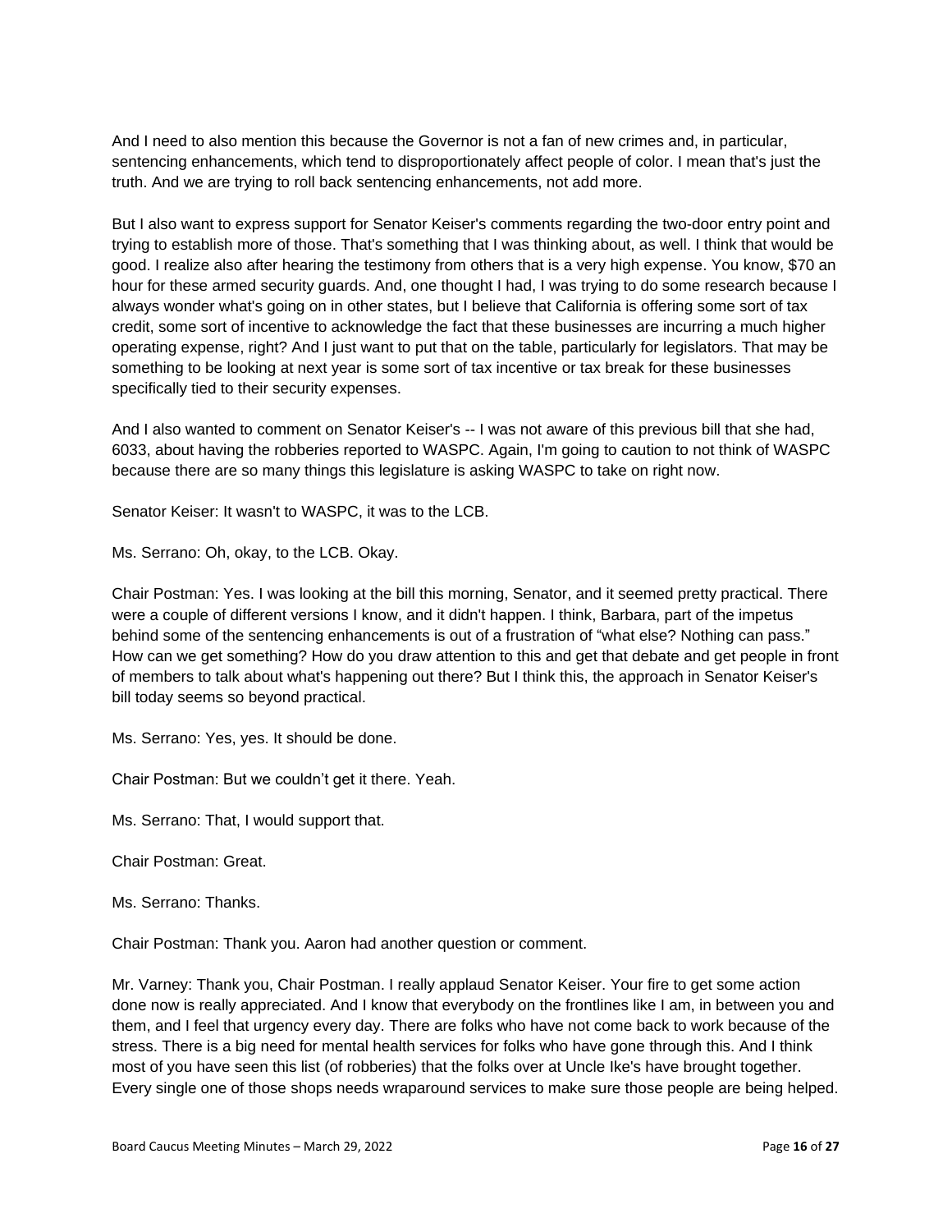And I need to also mention this because the Governor is not a fan of new crimes and, in particular, sentencing enhancements, which tend to disproportionately affect people of color. I mean that's just the truth. And we are trying to roll back sentencing enhancements, not add more.

But I also want to express support for Senator Keiser's comments regarding the two-door entry point and trying to establish more of those. That's something that I was thinking about, as well. I think that would be good. I realize also after hearing the testimony from others that is a very high expense. You know, $70 an hour for these armed security guards. And, one thought I had, I was trying to do some research because I always wonder what's going on in other states, but I believe that California is offering some sort of tax credit, some sort of incentive to acknowledge the fact that these businesses are incurring a much higher operating expense, right? And I just want to put that on the table, particularly for legislators. That may be something to be looking at next year is some sort of tax incentive or tax break for these businesses specifically tied to their security expenses.

And I also wanted to comment on Senator Keiser's -- I was not aware of this previous bill that she had, 6033, about having the robberies reported to WASPC. Again, I'm going to caution to not think of WASPC because there are so many things this legislature is asking WASPC to take on right now.

Senator Keiser: It wasn't to WASPC, it was to the LCB.

Ms. Serrano: Oh, okay, to the LCB. Okay.

Chair Postman: Yes. I was looking at the bill this morning, Senator, and it seemed pretty practical. There were a couple of different versions I know, and it didn't happen. I think, Barbara, part of the impetus behind some of the sentencing enhancements is out of a frustration of "what else? Nothing can pass." How can we get something? How do you draw attention to this and get that debate and get people in front of members to talk about what's happening out there? But I think this, the approach in Senator Keiser's bill today seems so beyond practical.

Ms. Serrano: Yes, yes. It should be done.

Chair Postman: But we couldn't get it there. Yeah.

Ms. Serrano: That, I would support that.

Chair Postman: Great.

Ms. Serrano: Thanks.

Chair Postman: Thank you. Aaron had another question or comment.

Mr. Varney: Thank you, Chair Postman. I really applaud Senator Keiser. Your fire to get some action done now is really appreciated. And I know that everybody on the frontlines like I am, in between you and them, and I feel that urgency every day. There are folks who have not come back to work because of the stress. There is a big need for mental health services for folks who have gone through this. And I think most of you have seen this list (of robberies) that the folks over at Uncle Ike's have brought together. Every single one of those shops needs wraparound services to make sure those people are being helped.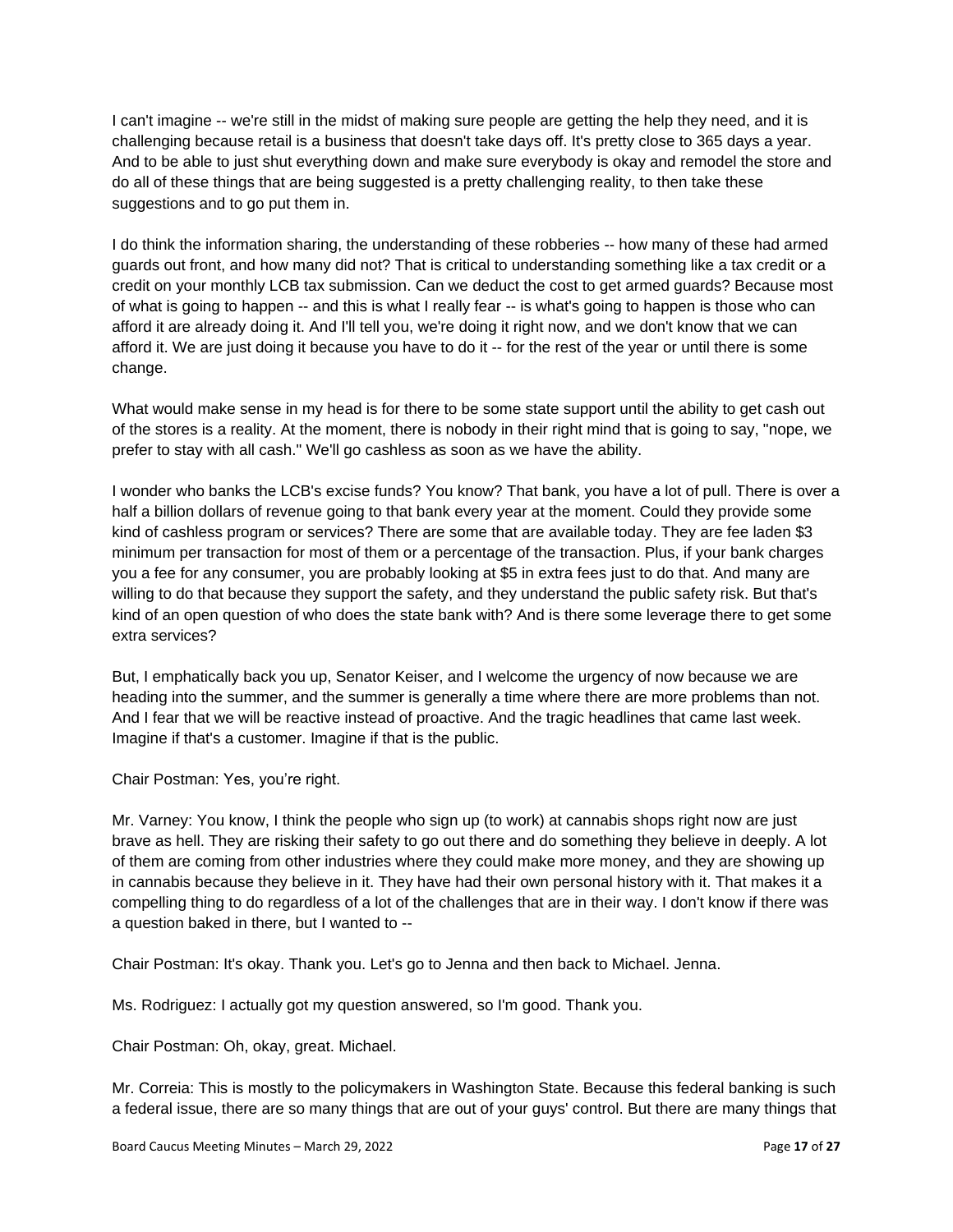I can't imagine -- we're still in the midst of making sure people are getting the help they need, and it is challenging because retail is a business that doesn't take days off. It's pretty close to 365 days a year. And to be able to just shut everything down and make sure everybody is okay and remodel the store and do all of these things that are being suggested is a pretty challenging reality, to then take these suggestions and to go put them in.

I do think the information sharing, the understanding of these robberies -- how many of these had armed guards out front, and how many did not? That is critical to understanding something like a tax credit or a credit on your monthly LCB tax submission. Can we deduct the cost to get armed guards? Because most of what is going to happen -- and this is what I really fear -- is what's going to happen is those who can afford it are already doing it. And I'll tell you, we're doing it right now, and we don't know that we can afford it. We are just doing it because you have to do it -- for the rest of the year or until there is some change.

What would make sense in my head is for there to be some state support until the ability to get cash out of the stores is a reality. At the moment, there is nobody in their right mind that is going to say, "nope, we prefer to stay with all cash." We'll go cashless as soon as we have the ability.

I wonder who banks the LCB's excise funds? You know? That bank, you have a lot of pull. There is over a half a billion dollars of revenue going to that bank every year at the moment. Could they provide some kind of cashless program or services? There are some that are available today. They are fee laden $3 minimum per transaction for most of them or a percentage of the transaction. Plus, if your bank charges you a fee for any consumer, you are probably looking at $5 in extra fees just to do that. And many are willing to do that because they support the safety, and they understand the public safety risk. But that's kind of an open question of who does the state bank with? And is there some leverage there to get some extra services?

But, I emphatically back you up, Senator Keiser, and I welcome the urgency of now because we are heading into the summer, and the summer is generally a time where there are more problems than not. And I fear that we will be reactive instead of proactive. And the tragic headlines that came last week. Imagine if that's a customer. Imagine if that is the public.

Chair Postman: Yes, you're right.

Mr. Varney: You know, I think the people who sign up (to work) at cannabis shops right now are just brave as hell. They are risking their safety to go out there and do something they believe in deeply. A lot of them are coming from other industries where they could make more money, and they are showing up in cannabis because they believe in it. They have had their own personal history with it. That makes it a compelling thing to do regardless of a lot of the challenges that are in their way. I don't know if there was a question baked in there, but I wanted to --

Chair Postman: It's okay. Thank you. Let's go to Jenna and then back to Michael. Jenna.

Ms. Rodriguez: I actually got my question answered, so I'm good. Thank you.

Chair Postman: Oh, okay, great. Michael.

Mr. Correia: This is mostly to the policymakers in Washington State. Because this federal banking is such a federal issue, there are so many things that are out of your guys' control. But there are many things that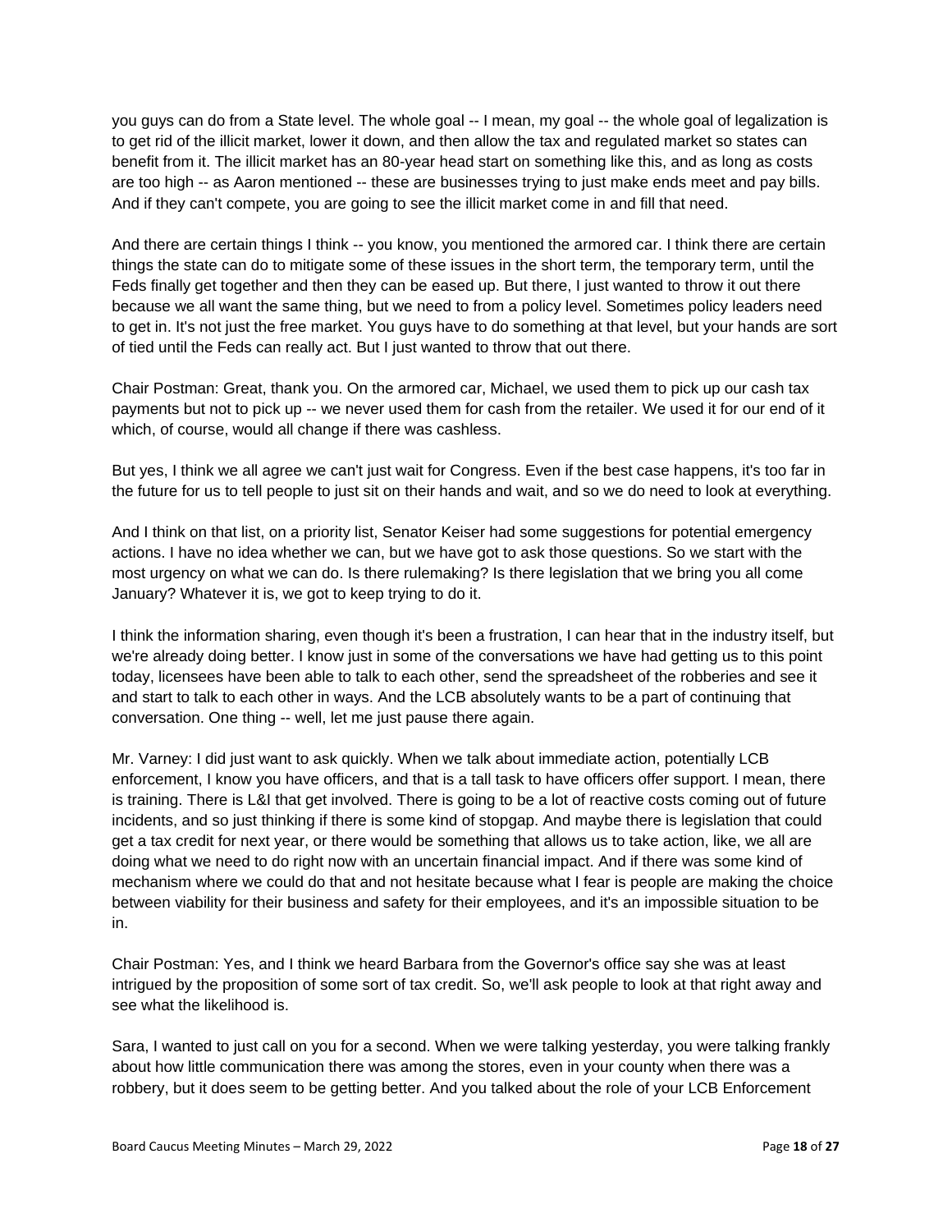you guys can do from a State level. The whole goal -- I mean, my goal -- the whole goal of legalization is to get rid of the illicit market, lower it down, and then allow the tax and regulated market so states can benefit from it. The illicit market has an 80-year head start on something like this, and as long as costs are too high -- as Aaron mentioned -- these are businesses trying to just make ends meet and pay bills. And if they can't compete, you are going to see the illicit market come in and fill that need.

And there are certain things I think -- you know, you mentioned the armored car. I think there are certain things the state can do to mitigate some of these issues in the short term, the temporary term, until the Feds finally get together and then they can be eased up. But there, I just wanted to throw it out there because we all want the same thing, but we need to from a policy level. Sometimes policy leaders need to get in. It's not just the free market. You guys have to do something at that level, but your hands are sort of tied until the Feds can really act. But I just wanted to throw that out there.

Chair Postman: Great, thank you. On the armored car, Michael, we used them to pick up our cash tax payments but not to pick up -- we never used them for cash from the retailer. We used it for our end of it which, of course, would all change if there was cashless.

But yes, I think we all agree we can't just wait for Congress. Even if the best case happens, it's too far in the future for us to tell people to just sit on their hands and wait, and so we do need to look at everything.

And I think on that list, on a priority list, Senator Keiser had some suggestions for potential emergency actions. I have no idea whether we can, but we have got to ask those questions. So we start with the most urgency on what we can do. Is there rulemaking? Is there legislation that we bring you all come January? Whatever it is, we got to keep trying to do it.

I think the information sharing, even though it's been a frustration, I can hear that in the industry itself, but we're already doing better. I know just in some of the conversations we have had getting us to this point today, licensees have been able to talk to each other, send the spreadsheet of the robberies and see it and start to talk to each other in ways. And the LCB absolutely wants to be a part of continuing that conversation. One thing -- well, let me just pause there again.

Mr. Varney: I did just want to ask quickly. When we talk about immediate action, potentially LCB enforcement, I know you have officers, and that is a tall task to have officers offer support. I mean, there is training. There is L&I that get involved. There is going to be a lot of reactive costs coming out of future incidents, and so just thinking if there is some kind of stopgap. And maybe there is legislation that could get a tax credit for next year, or there would be something that allows us to take action, like, we all are doing what we need to do right now with an uncertain financial impact. And if there was some kind of mechanism where we could do that and not hesitate because what I fear is people are making the choice between viability for their business and safety for their employees, and it's an impossible situation to be in.

Chair Postman: Yes, and I think we heard Barbara from the Governor's office say she was at least intrigued by the proposition of some sort of tax credit. So, we'll ask people to look at that right away and see what the likelihood is.

Sara, I wanted to just call on you for a second. When we were talking yesterday, you were talking frankly about how little communication there was among the stores, even in your county when there was a robbery, but it does seem to be getting better. And you talked about the role of your LCB Enforcement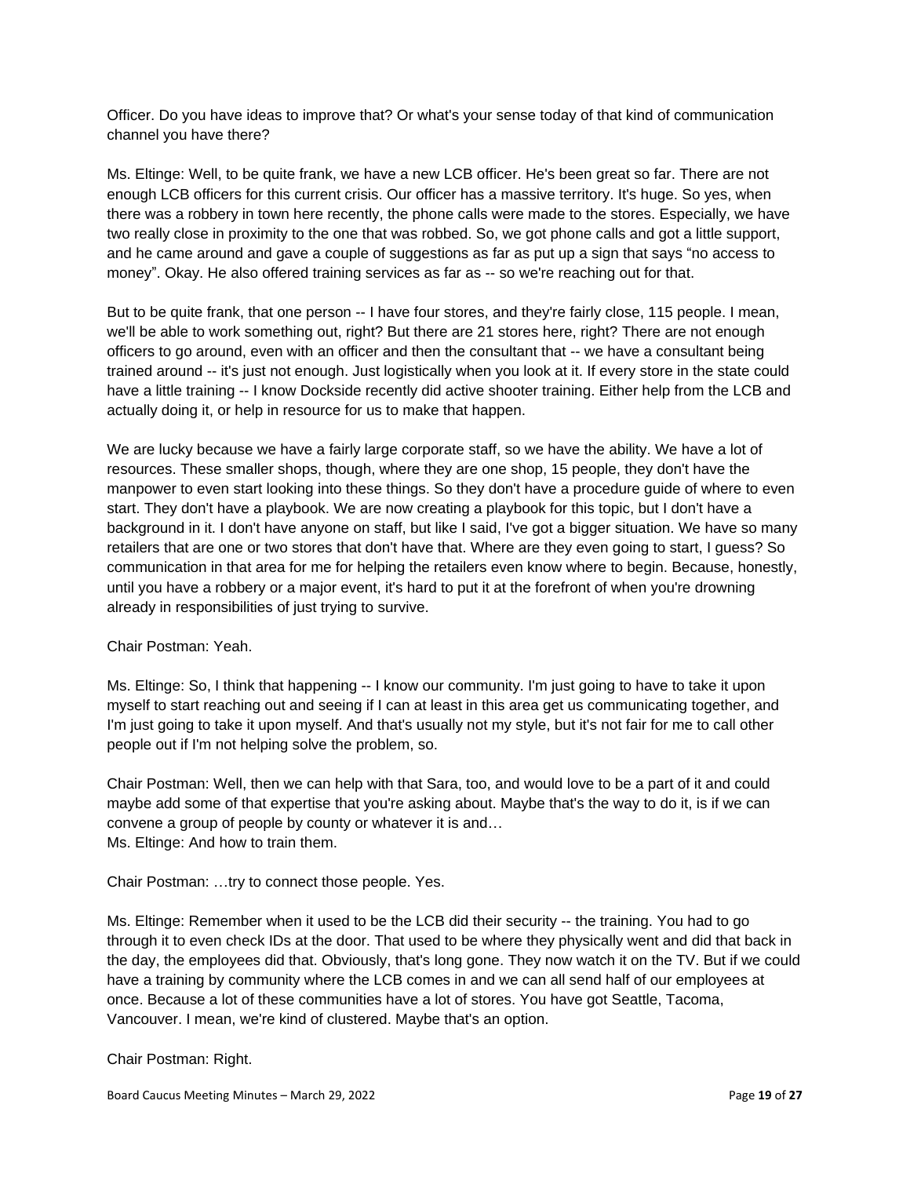Officer. Do you have ideas to improve that? Or what's your sense today of that kind of communication channel you have there?

Ms. Eltinge: Well, to be quite frank, we have a new LCB officer. He's been great so far. There are not enough LCB officers for this current crisis. Our officer has a massive territory. It's huge. So yes, when there was a robbery in town here recently, the phone calls were made to the stores. Especially, we have two really close in proximity to the one that was robbed. So, we got phone calls and got a little support, and he came around and gave a couple of suggestions as far as put up a sign that says "no access to money". Okay. He also offered training services as far as -- so we're reaching out for that.

But to be quite frank, that one person -- I have four stores, and they're fairly close, 115 people. I mean, we'll be able to work something out, right? But there are 21 stores here, right? There are not enough officers to go around, even with an officer and then the consultant that -- we have a consultant being trained around -- it's just not enough. Just logistically when you look at it. If every store in the state could have a little training -- I know Dockside recently did active shooter training. Either help from the LCB and actually doing it, or help in resource for us to make that happen.

We are lucky because we have a fairly large corporate staff, so we have the ability. We have a lot of resources. These smaller shops, though, where they are one shop, 15 people, they don't have the manpower to even start looking into these things. So they don't have a procedure guide of where to even start. They don't have a playbook. We are now creating a playbook for this topic, but I don't have a background in it. I don't have anyone on staff, but like I said, I've got a bigger situation. We have so many retailers that are one or two stores that don't have that. Where are they even going to start, I guess? So communication in that area for me for helping the retailers even know where to begin. Because, honestly, until you have a robbery or a major event, it's hard to put it at the forefront of when you're drowning already in responsibilities of just trying to survive.

Chair Postman: Yeah.

Ms. Eltinge: So, I think that happening -- I know our community. I'm just going to have to take it upon myself to start reaching out and seeing if I can at least in this area get us communicating together, and I'm just going to take it upon myself. And that's usually not my style, but it's not fair for me to call other people out if I'm not helping solve the problem, so.

Chair Postman: Well, then we can help with that Sara, too, and would love to be a part of it and could maybe add some of that expertise that you're asking about. Maybe that's the way to do it, is if we can convene a group of people by county or whatever it is and…

Ms. Eltinge: And how to train them.

Chair Postman: …try to connect those people. Yes.

Ms. Eltinge: Remember when it used to be the LCB did their security -- the training. You had to go through it to even check IDs at the door. That used to be where they physically went and did that back in the day, the employees did that. Obviously, that's long gone. They now watch it on the TV. But if we could have a training by community where the LCB comes in and we can all send half of our employees at once. Because a lot of these communities have a lot of stores. You have got Seattle, Tacoma, Vancouver. I mean, we're kind of clustered. Maybe that's an option.

Chair Postman: Right.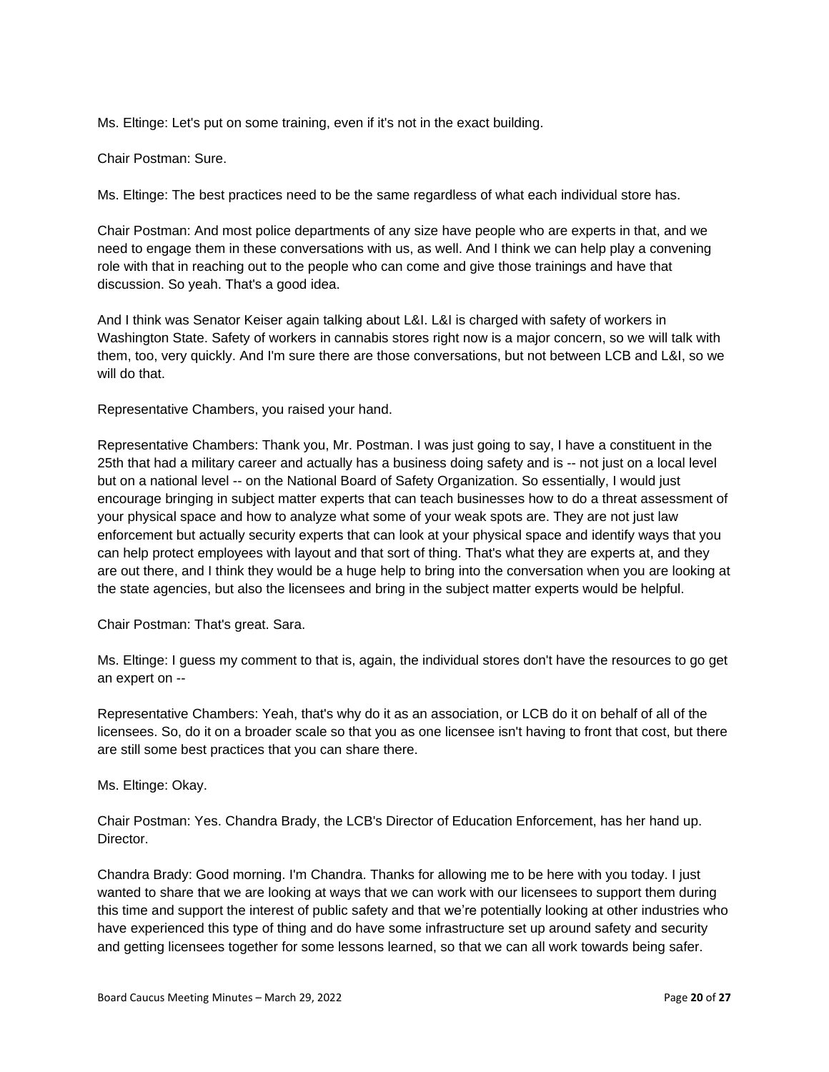Ms. Eltinge: Let's put on some training, even if it's not in the exact building.

Chair Postman: Sure.

Ms. Eltinge: The best practices need to be the same regardless of what each individual store has.

Chair Postman: And most police departments of any size have people who are experts in that, and we need to engage them in these conversations with us, as well. And I think we can help play a convening role with that in reaching out to the people who can come and give those trainings and have that discussion. So yeah. That's a good idea.

And I think was Senator Keiser again talking about L&I. L&I is charged with safety of workers in Washington State. Safety of workers in cannabis stores right now is a major concern, so we will talk with them, too, very quickly. And I'm sure there are those conversations, but not between LCB and L&I, so we will do that.

Representative Chambers, you raised your hand.

Representative Chambers: Thank you, Mr. Postman. I was just going to say, I have a constituent in the 25th that had a military career and actually has a business doing safety and is -- not just on a local level but on a national level -- on the National Board of Safety Organization. So essentially, I would just encourage bringing in subject matter experts that can teach businesses how to do a threat assessment of your physical space and how to analyze what some of your weak spots are. They are not just law enforcement but actually security experts that can look at your physical space and identify ways that you can help protect employees with layout and that sort of thing. That's what they are experts at, and they are out there, and I think they would be a huge help to bring into the conversation when you are looking at the state agencies, but also the licensees and bring in the subject matter experts would be helpful.

Chair Postman: That's great. Sara.

Ms. Eltinge: I guess my comment to that is, again, the individual stores don't have the resources to go get an expert on --

Representative Chambers: Yeah, that's why do it as an association, or LCB do it on behalf of all of the licensees. So, do it on a broader scale so that you as one licensee isn't having to front that cost, but there are still some best practices that you can share there.

Ms. Eltinge: Okay.

Chair Postman: Yes. Chandra Brady, the LCB's Director of Education Enforcement, has her hand up. Director.

Chandra Brady: Good morning. I'm Chandra. Thanks for allowing me to be here with you today. I just wanted to share that we are looking at ways that we can work with our licensees to support them during this time and support the interest of public safety and that we're potentially looking at other industries who have experienced this type of thing and do have some infrastructure set up around safety and security and getting licensees together for some lessons learned, so that we can all work towards being safer.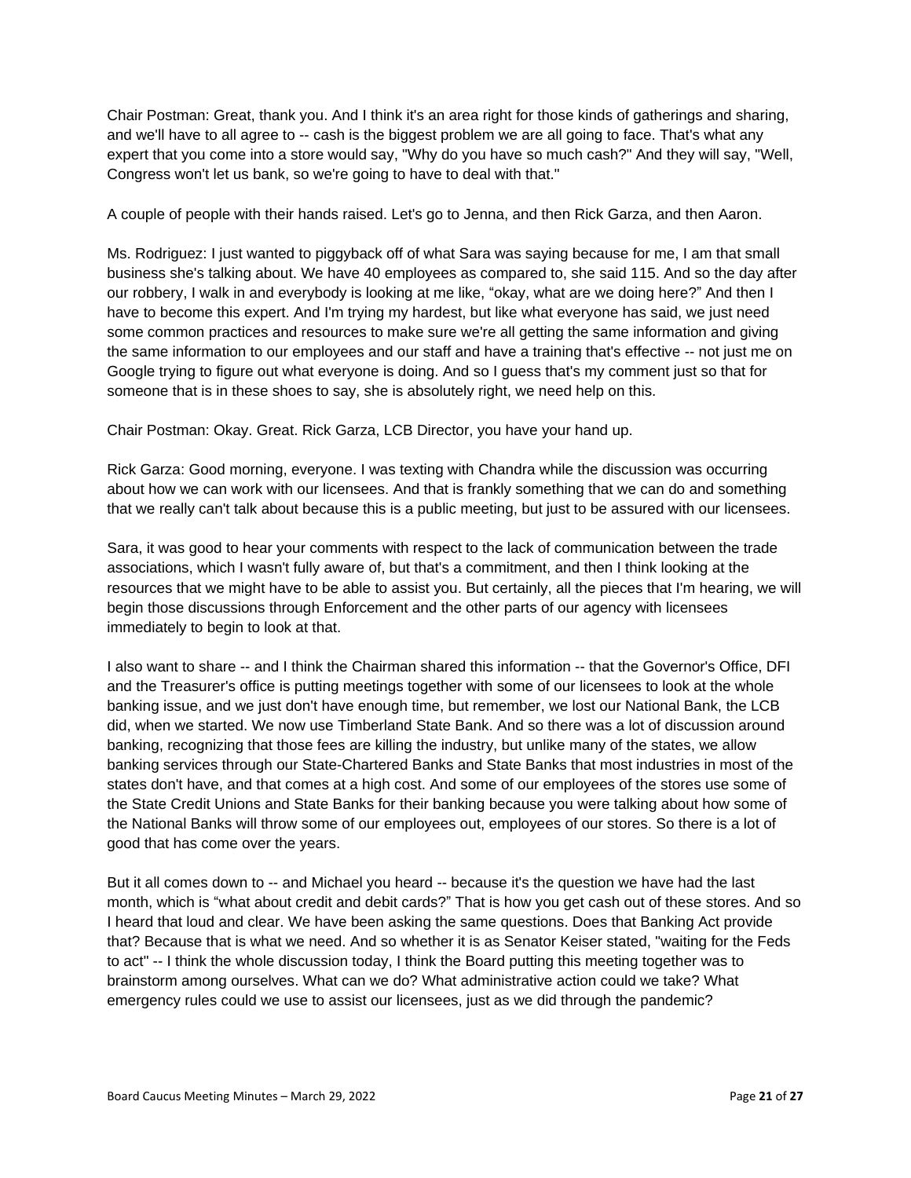Chair Postman: Great, thank you. And I think it's an area right for those kinds of gatherings and sharing, and we'll have to all agree to -- cash is the biggest problem we are all going to face. That's what any expert that you come into a store would say, "Why do you have so much cash?" And they will say, "Well, Congress won't let us bank, so we're going to have to deal with that."

A couple of people with their hands raised. Let's go to Jenna, and then Rick Garza, and then Aaron.

Ms. Rodriguez: I just wanted to piggyback off of what Sara was saying because for me, I am that small business she's talking about. We have 40 employees as compared to, she said 115. And so the day after our robbery, I walk in and everybody is looking at me like, "okay, what are we doing here?" And then I have to become this expert. And I'm trying my hardest, but like what everyone has said, we just need some common practices and resources to make sure we're all getting the same information and giving the same information to our employees and our staff and have a training that's effective -- not just me on Google trying to figure out what everyone is doing. And so I guess that's my comment just so that for someone that is in these shoes to say, she is absolutely right, we need help on this.

Chair Postman: Okay. Great. Rick Garza, LCB Director, you have your hand up.

Rick Garza: Good morning, everyone. I was texting with Chandra while the discussion was occurring about how we can work with our licensees. And that is frankly something that we can do and something that we really can't talk about because this is a public meeting, but just to be assured with our licensees.

Sara, it was good to hear your comments with respect to the lack of communication between the trade associations, which I wasn't fully aware of, but that's a commitment, and then I think looking at the resources that we might have to be able to assist you. But certainly, all the pieces that I'm hearing, we will begin those discussions through Enforcement and the other parts of our agency with licensees immediately to begin to look at that.

I also want to share -- and I think the Chairman shared this information -- that the Governor's Office, DFI and the Treasurer's office is putting meetings together with some of our licensees to look at the whole banking issue, and we just don't have enough time, but remember, we lost our National Bank, the LCB did, when we started. We now use Timberland State Bank. And so there was a lot of discussion around banking, recognizing that those fees are killing the industry, but unlike many of the states, we allow banking services through our State-Chartered Banks and State Banks that most industries in most of the states don't have, and that comes at a high cost. And some of our employees of the stores use some of the State Credit Unions and State Banks for their banking because you were talking about how some of the National Banks will throw some of our employees out, employees of our stores. So there is a lot of good that has come over the years.

But it all comes down to -- and Michael you heard -- because it's the question we have had the last month, which is "what about credit and debit cards?" That is how you get cash out of these stores. And so I heard that loud and clear. We have been asking the same questions. Does that Banking Act provide that? Because that is what we need. And so whether it is as Senator Keiser stated, "waiting for the Feds to act" -- I think the whole discussion today, I think the Board putting this meeting together was to brainstorm among ourselves. What can we do? What administrative action could we take? What emergency rules could we use to assist our licensees, just as we did through the pandemic?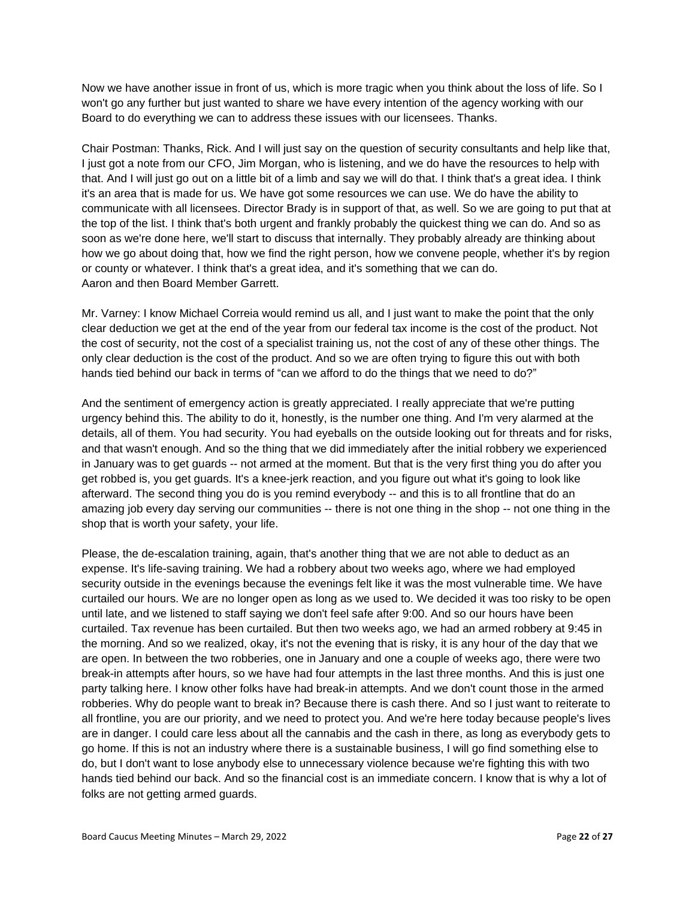Now we have another issue in front of us, which is more tragic when you think about the loss of life. So I won't go any further but just wanted to share we have every intention of the agency working with our Board to do everything we can to address these issues with our licensees. Thanks.

Chair Postman: Thanks, Rick. And I will just say on the question of security consultants and help like that, I just got a note from our CFO, Jim Morgan, who is listening, and we do have the resources to help with that. And I will just go out on a little bit of a limb and say we will do that. I think that's a great idea. I think it's an area that is made for us. We have got some resources we can use. We do have the ability to communicate with all licensees. Director Brady is in support of that, as well. So we are going to put that at the top of the list. I think that's both urgent and frankly probably the quickest thing we can do. And so as soon as we're done here, we'll start to discuss that internally. They probably already are thinking about how we go about doing that, how we find the right person, how we convene people, whether it's by region or county or whatever. I think that's a great idea, and it's something that we can do.
Aaron and then Board Member Garrett.

Mr. Varney: I know Michael Correia would remind us all, and I just want to make the point that the only clear deduction we get at the end of the year from our federal tax income is the cost of the product. Not the cost of security, not the cost of a specialist training us, not the cost of any of these other things. The only clear deduction is the cost of the product. And so we are often trying to figure this out with both hands tied behind our back in terms of "can we afford to do the things that we need to do?"

And the sentiment of emergency action is greatly appreciated. I really appreciate that we're putting urgency behind this. The ability to do it, honestly, is the number one thing. And I'm very alarmed at the details, all of them. You had security. You had eyeballs on the outside looking out for threats and for risks, and that wasn't enough. And so the thing that we did immediately after the initial robbery we experienced in January was to get guards -- not armed at the moment. But that is the very first thing you do after you get robbed is, you get guards. It's a knee-jerk reaction, and you figure out what it's going to look like afterward. The second thing you do is you remind everybody -- and this is to all frontline that do an amazing job every day serving our communities -- there is not one thing in the shop -- not one thing in the shop that is worth your safety, your life.

Please, the de-escalation training, again, that's another thing that we are not able to deduct as an expense. It's life-saving training. We had a robbery about two weeks ago, where we had employed security outside in the evenings because the evenings felt like it was the most vulnerable time. We have curtailed our hours. We are no longer open as long as we used to. We decided it was too risky to be open until late, and we listened to staff saying we don't feel safe after 9:00. And so our hours have been curtailed. Tax revenue has been curtailed. But then two weeks ago, we had an armed robbery at 9:45 in the morning. And so we realized, okay, it's not the evening that is risky, it is any hour of the day that we are open. In between the two robberies, one in January and one a couple of weeks ago, there were two break-in attempts after hours, so we have had four attempts in the last three months. And this is just one party talking here. I know other folks have had break-in attempts. And we don't count those in the armed robberies. Why do people want to break in? Because there is cash there. And so I just want to reiterate to all frontline, you are our priority, and we need to protect you. And we're here today because people's lives are in danger. I could care less about all the cannabis and the cash in there, as long as everybody gets to go home. If this is not an industry where there is a sustainable business, I will go find something else to do, but I don't want to lose anybody else to unnecessary violence because we're fighting this with two hands tied behind our back. And so the financial cost is an immediate concern. I know that is why a lot of folks are not getting armed guards.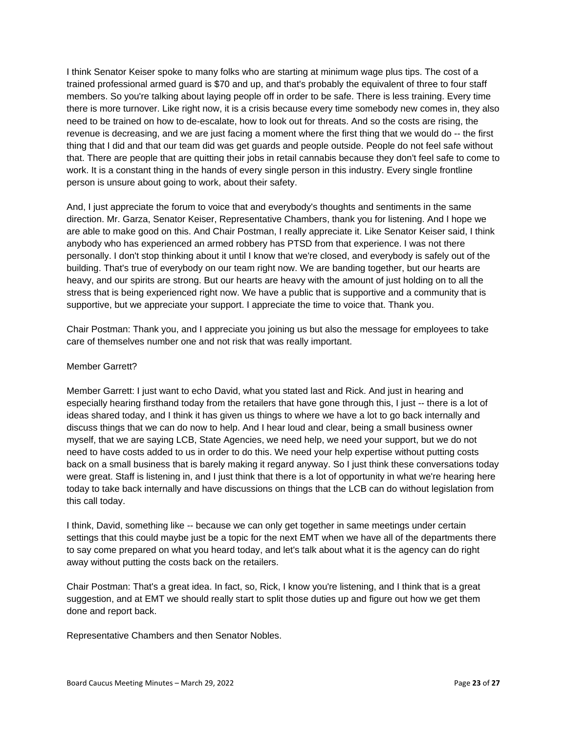I think Senator Keiser spoke to many folks who are starting at minimum wage plus tips. The cost of a trained professional armed guard is $70 and up, and that's probably the equivalent of three to four staff members. So you're talking about laying people off in order to be safe. There is less training. Every time there is more turnover. Like right now, it is a crisis because every time somebody new comes in, they also need to be trained on how to de-escalate, how to look out for threats. And so the costs are rising, the revenue is decreasing, and we are just facing a moment where the first thing that we would do -- the first thing that I did and that our team did was get guards and people outside. People do not feel safe without that. There are people that are quitting their jobs in retail cannabis because they don't feel safe to come to work. It is a constant thing in the hands of every single person in this industry. Every single frontline person is unsure about going to work, about their safety.

And, I just appreciate the forum to voice that and everybody's thoughts and sentiments in the same direction. Mr. Garza, Senator Keiser, Representative Chambers, thank you for listening. And I hope we are able to make good on this. And Chair Postman, I really appreciate it. Like Senator Keiser said, I think anybody who has experienced an armed robbery has PTSD from that experience. I was not there personally. I don't stop thinking about it until I know that we're closed, and everybody is safely out of the building. That's true of everybody on our team right now. We are banding together, but our hearts are heavy, and our spirits are strong. But our hearts are heavy with the amount of just holding on to all the stress that is being experienced right now. We have a public that is supportive and a community that is supportive, but we appreciate your support. I appreciate the time to voice that. Thank you.

Chair Postman: Thank you, and I appreciate you joining us but also the message for employees to take care of themselves number one and not risk that was really important.

Member Garrett?

Member Garrett: I just want to echo David, what you stated last and Rick. And just in hearing and especially hearing firsthand today from the retailers that have gone through this, I just -- there is a lot of ideas shared today, and I think it has given us things to where we have a lot to go back internally and discuss things that we can do now to help. And I hear loud and clear, being a small business owner myself, that we are saying LCB, State Agencies, we need help, we need your support, but we do not need to have costs added to us in order to do this. We need your help expertise without putting costs back on a small business that is barely making it regard anyway. So I just think these conversations today were great. Staff is listening in, and I just think that there is a lot of opportunity in what we're hearing here today to take back internally and have discussions on things that the LCB can do without legislation from this call today.

I think, David, something like -- because we can only get together in same meetings under certain settings that this could maybe just be a topic for the next EMT when we have all of the departments there to say come prepared on what you heard today, and let's talk about what it is the agency can do right away without putting the costs back on the retailers.

Chair Postman: That's a great idea. In fact, so, Rick, I know you're listening, and I think that is a great suggestion, and at EMT we should really start to split those duties up and figure out how we get them done and report back.

Representative Chambers and then Senator Nobles.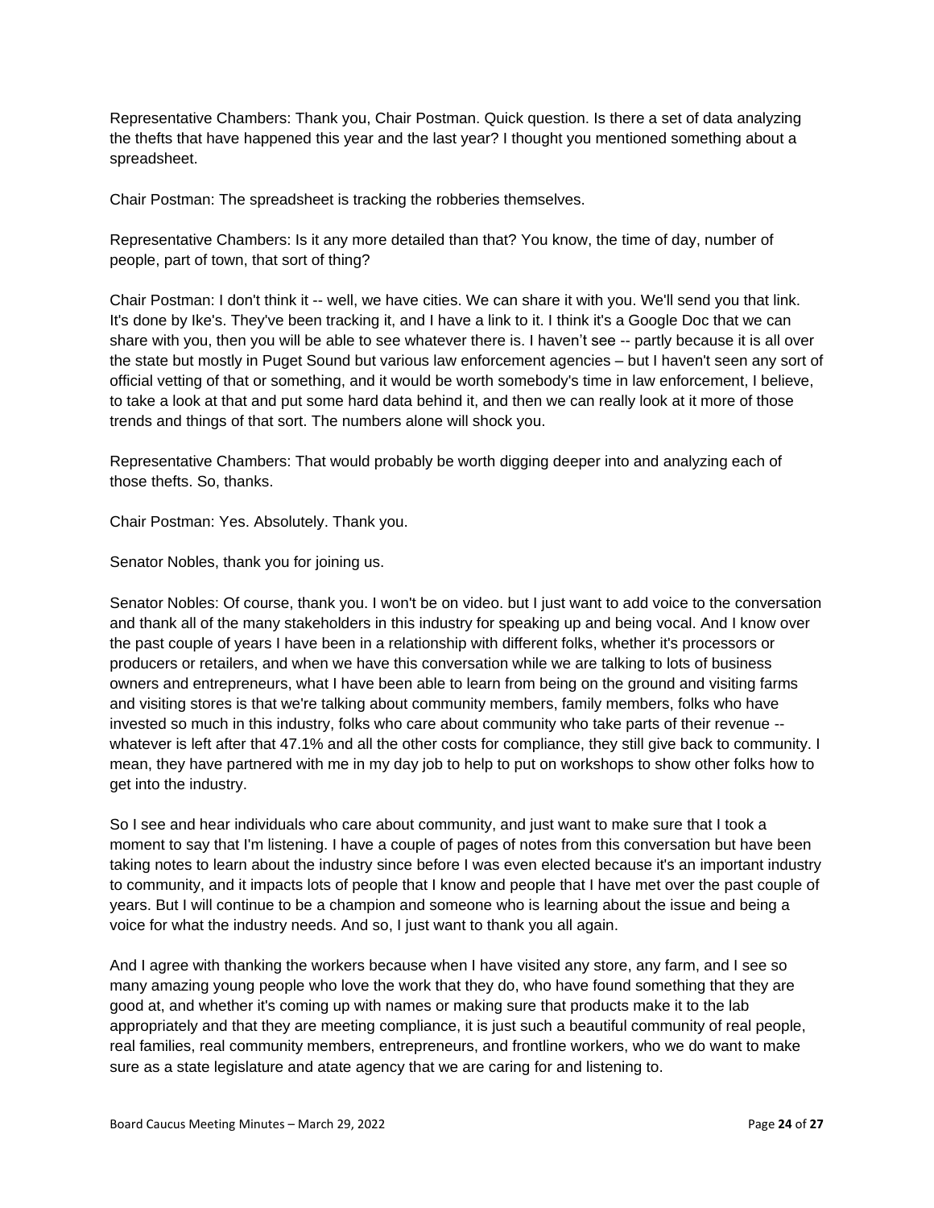Representative Chambers: Thank you, Chair Postman. Quick question. Is there a set of data analyzing the thefts that have happened this year and the last year? I thought you mentioned something about a spreadsheet.

Chair Postman: The spreadsheet is tracking the robberies themselves.

Representative Chambers: Is it any more detailed than that? You know, the time of day, number of people, part of town, that sort of thing?

Chair Postman: I don't think it -- well, we have cities. We can share it with you. We'll send you that link. It's done by Ike's. They've been tracking it, and I have a link to it. I think it's a Google Doc that we can share with you, then you will be able to see whatever there is. I haven't see -- partly because it is all over the state but mostly in Puget Sound but various law enforcement agencies – but I haven't seen any sort of official vetting of that or something, and it would be worth somebody's time in law enforcement, I believe, to take a look at that and put some hard data behind it, and then we can really look at it more of those trends and things of that sort. The numbers alone will shock you.

Representative Chambers: That would probably be worth digging deeper into and analyzing each of those thefts. So, thanks.

Chair Postman: Yes. Absolutely. Thank you.

Senator Nobles, thank you for joining us.

Senator Nobles: Of course, thank you. I won't be on video. but I just want to add voice to the conversation and thank all of the many stakeholders in this industry for speaking up and being vocal. And I know over the past couple of years I have been in a relationship with different folks, whether it's processors or producers or retailers, and when we have this conversation while we are talking to lots of business owners and entrepreneurs, what I have been able to learn from being on the ground and visiting farms and visiting stores is that we're talking about community members, family members, folks who have invested so much in this industry, folks who care about community who take parts of their revenue -- whatever is left after that 47.1% and all the other costs for compliance, they still give back to community. I mean, they have partnered with me in my day job to help to put on workshops to show other folks how to get into the industry.

So I see and hear individuals who care about community, and just want to make sure that I took a moment to say that I'm listening. I have a couple of pages of notes from this conversation but have been taking notes to learn about the industry since before I was even elected because it's an important industry to community, and it impacts lots of people that I know and people that I have met over the past couple of years. But I will continue to be a champion and someone who is learning about the issue and being a voice for what the industry needs. And so, I just want to thank you all again.

And I agree with thanking the workers because when I have visited any store, any farm, and I see so many amazing young people who love the work that they do, who have found something that they are good at, and whether it's coming up with names or making sure that products make it to the lab appropriately and that they are meeting compliance, it is just such a beautiful community of real people, real families, real community members, entrepreneurs, and frontline workers, who we do want to make sure as a state legislature and atate agency that we are caring for and listening to.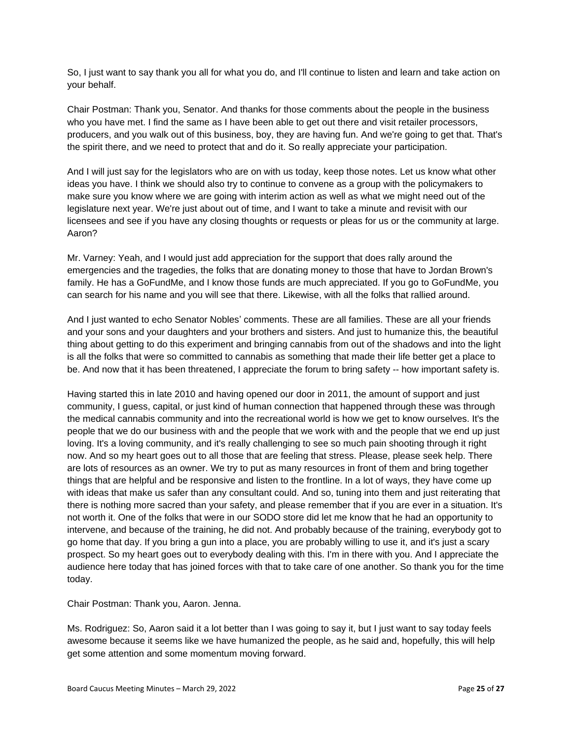So, I just want to say thank you all for what you do, and I'll continue to listen and learn and take action on your behalf.

Chair Postman: Thank you, Senator. And thanks for those comments about the people in the business who you have met. I find the same as I have been able to get out there and visit retailer processors, producers, and you walk out of this business, boy, they are having fun. And we're going to get that. That's the spirit there, and we need to protect that and do it. So really appreciate your participation.

And I will just say for the legislators who are on with us today, keep those notes. Let us know what other ideas you have. I think we should also try to continue to convene as a group with the policymakers to make sure you know where we are going with interim action as well as what we might need out of the legislature next year. We're just about out of time, and I want to take a minute and revisit with our licensees and see if you have any closing thoughts or requests or pleas for us or the community at large. Aaron?

Mr. Varney: Yeah, and I would just add appreciation for the support that does rally around the emergencies and the tragedies, the folks that are donating money to those that have to Jordan Brown's family. He has a GoFundMe, and I know those funds are much appreciated. If you go to GoFundMe, you can search for his name and you will see that there. Likewise, with all the folks that rallied around.

And I just wanted to echo Senator Nobles' comments. These are all families. These are all your friends and your sons and your daughters and your brothers and sisters. And just to humanize this, the beautiful thing about getting to do this experiment and bringing cannabis from out of the shadows and into the light is all the folks that were so committed to cannabis as something that made their life better get a place to be. And now that it has been threatened, I appreciate the forum to bring safety -- how important safety is.

Having started this in late 2010 and having opened our door in 2011, the amount of support and just community, I guess, capital, or just kind of human connection that happened through these was through the medical cannabis community and into the recreational world is how we get to know ourselves. It's the people that we do our business with and the people that we work with and the people that we end up just loving. It's a loving community, and it's really challenging to see so much pain shooting through it right now. And so my heart goes out to all those that are feeling that stress. Please, please seek help. There are lots of resources as an owner. We try to put as many resources in front of them and bring together things that are helpful and be responsive and listen to the frontline. In a lot of ways, they have come up with ideas that make us safer than any consultant could. And so, tuning into them and just reiterating that there is nothing more sacred than your safety, and please remember that if you are ever in a situation. It's not worth it. One of the folks that were in our SODO store did let me know that he had an opportunity to intervene, and because of the training, he did not. And probably because of the training, everybody got to go home that day. If you bring a gun into a place, you are probably willing to use it, and it's just a scary prospect. So my heart goes out to everybody dealing with this. I'm in there with you. And I appreciate the audience here today that has joined forces with that to take care of one another. So thank you for the time today.

Chair Postman: Thank you, Aaron. Jenna.

Ms. Rodriguez: So, Aaron said it a lot better than I was going to say it, but I just want to say today feels awesome because it seems like we have humanized the people, as he said and, hopefully, this will help get some attention and some momentum moving forward.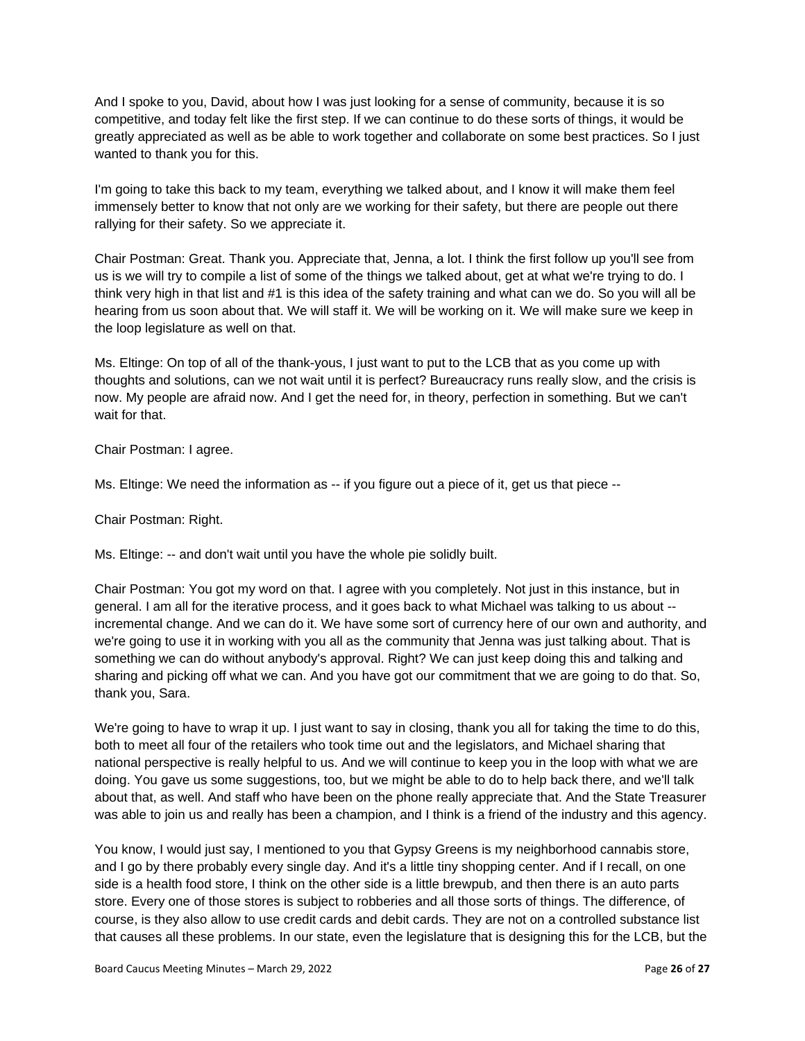And I spoke to you, David, about how I was just looking for a sense of community, because it is so competitive, and today felt like the first step. If we can continue to do these sorts of things, it would be greatly appreciated as well as be able to work together and collaborate on some best practices. So I just wanted to thank you for this.

I'm going to take this back to my team, everything we talked about, and I know it will make them feel immensely better to know that not only are we working for their safety, but there are people out there rallying for their safety. So we appreciate it.

Chair Postman: Great. Thank you. Appreciate that, Jenna, a lot. I think the first follow up you'll see from us is we will try to compile a list of some of the things we talked about, get at what we're trying to do. I think very high in that list and #1 is this idea of the safety training and what can we do. So you will all be hearing from us soon about that. We will staff it. We will be working on it. We will make sure we keep in the loop legislature as well on that.

Ms. Eltinge: On top of all of the thank-yous, I just want to put to the LCB that as you come up with thoughts and solutions, can we not wait until it is perfect? Bureaucracy runs really slow, and the crisis is now. My people are afraid now. And I get the need for, in theory, perfection in something. But we can't wait for that.

Chair Postman: I agree.

Ms. Eltinge: We need the information as -- if you figure out a piece of it, get us that piece --

Chair Postman: Right.

Ms. Eltinge: -- and don't wait until you have the whole pie solidly built.

Chair Postman: You got my word on that. I agree with you completely. Not just in this instance, but in general. I am all for the iterative process, and it goes back to what Michael was talking to us about -- incremental change. And we can do it. We have some sort of currency here of our own and authority, and we're going to use it in working with you all as the community that Jenna was just talking about. That is something we can do without anybody's approval. Right? We can just keep doing this and talking and sharing and picking off what we can. And you have got our commitment that we are going to do that. So, thank you, Sara.

We're going to have to wrap it up. I just want to say in closing, thank you all for taking the time to do this, both to meet all four of the retailers who took time out and the legislators, and Michael sharing that national perspective is really helpful to us. And we will continue to keep you in the loop with what we are doing. You gave us some suggestions, too, but we might be able to do to help back there, and we'll talk about that, as well. And staff who have been on the phone really appreciate that. And the State Treasurer was able to join us and really has been a champion, and I think is a friend of the industry and this agency.

You know, I would just say, I mentioned to you that Gypsy Greens is my neighborhood cannabis store, and I go by there probably every single day. And it's a little tiny shopping center. And if I recall, on one side is a health food store, I think on the other side is a little brewpub, and then there is an auto parts store. Every one of those stores is subject to robberies and all those sorts of things. The difference, of course, is they also allow to use credit cards and debit cards. They are not on a controlled substance list that causes all these problems. In our state, even the legislature that is designing this for the LCB, but the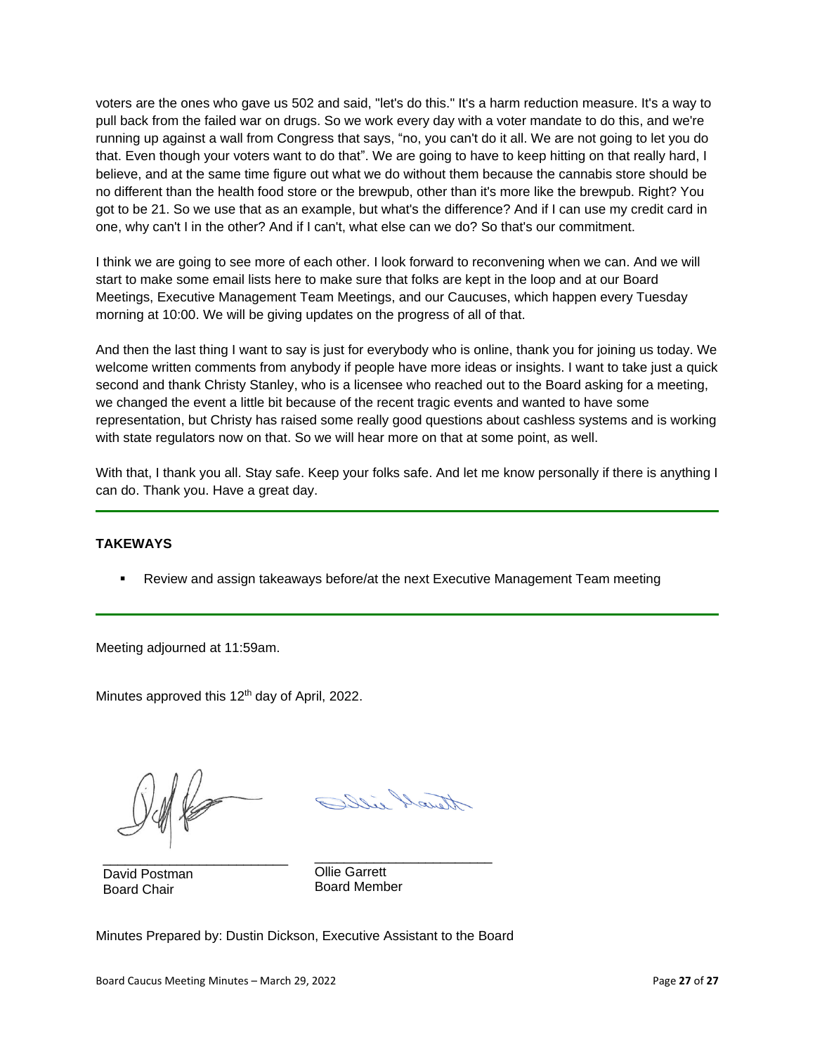voters are the ones who gave us 502 and said, "let's do this." It's a harm reduction measure. It's a way to pull back from the failed war on drugs. So we work every day with a voter mandate to do this, and we're running up against a wall from Congress that says, "no, you can't do it all. We are not going to let you do that. Even though your voters want to do that". We are going to have to keep hitting on that really hard, I believe, and at the same time figure out what we do without them because the cannabis store should be no different than the health food store or the brewpub, other than it's more like the brewpub. Right? You got to be 21. So we use that as an example, but what's the difference? And if I can use my credit card in one, why can't I in the other? And if I can't, what else can we do? So that's our commitment.

I think we are going to see more of each other. I look forward to reconvening when we can. And we will start to make some email lists here to make sure that folks are kept in the loop and at our Board Meetings, Executive Management Team Meetings, and our Caucuses, which happen every Tuesday morning at 10:00. We will be giving updates on the progress of all of that.

And then the last thing I want to say is just for everybody who is online, thank you for joining us today. We welcome written comments from anybody if people have more ideas or insights. I want to take just a quick second and thank Christy Stanley, who is a licensee who reached out to the Board asking for a meeting, we changed the event a little bit because of the recent tragic events and wanted to have some representation, but Christy has raised some really good questions about cashless systems and is working with state regulators now on that. So we will hear more on that at some point, as well.

With that, I thank you all. Stay safe. Keep your folks safe. And let me know personally if there is anything I can do. Thank you. Have a great day.

---

**TAKEWAYS**

- Review and assign takeaways before/at the next Executive Management Team meeting

---

Meeting adjourned at 11:59am.

Minutes approved this 12th day of April, 2022.

\_\_\_\_\_\_\_\_\_\_\_\_\_\_\_\_\_\_\_\_\_\_\_\_\_\_
David Postman
Board Chair

\_\_\_\_\_\_\_\_\_\_\_\_\_\_\_\_\_\_\_\_\_\_\_\_\_\_
Ollie Garrett
Board Member

Minutes Prepared by: Dustin Dickson, Executive Assistant to the Board